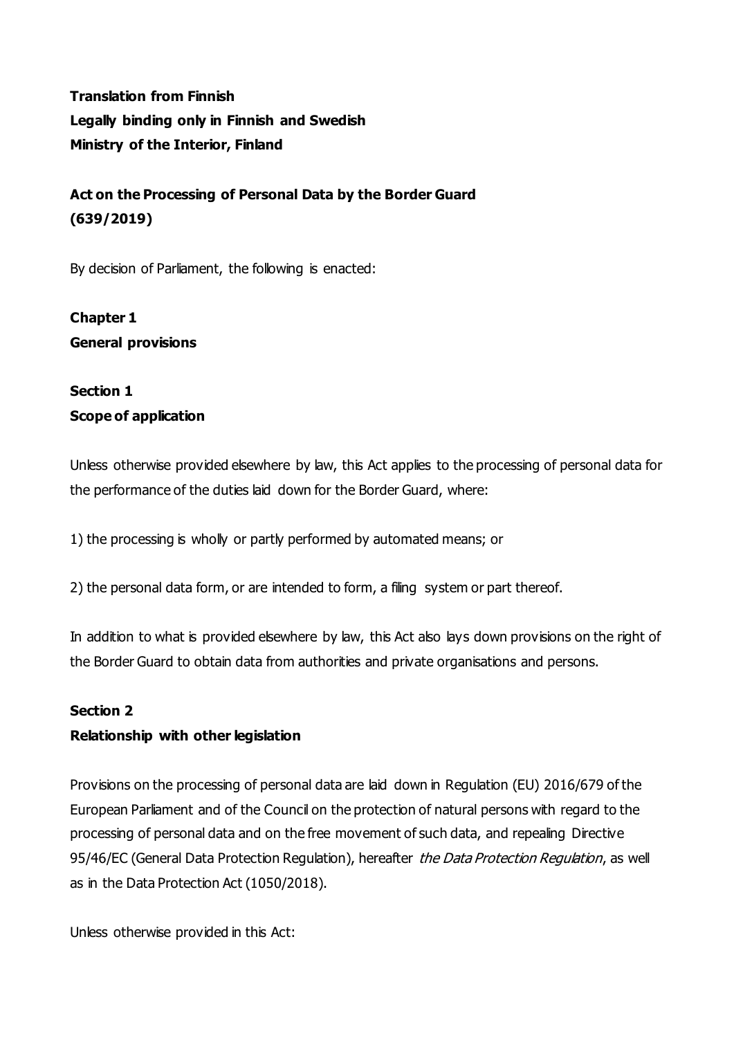**Translation from Finnish**
**Legally binding only in Finnish and Swedish**
**Ministry of the Interior, Finland**

# Act on the Processing of Personal Data by the Border Guard (639/2019)

By decision of Parliament, the following is enacted:

## Chapter 1
## General provisions

### Section 1
### Scope of application

Unless otherwise provided elsewhere by law, this Act applies to the processing of personal data for the performance of the duties laid down for the Border Guard, where:

1) the processing is wholly or partly performed by automated means; or

2) the personal data form, or are intended to form, a filing system or part thereof.

In addition to what is provided elsewhere by law, this Act also lays down provisions on the right of the Border Guard to obtain data from authorities and private organisations and persons.

### Section 2
### Relationship with other legislation

Provisions on the processing of personal data are laid down in Regulation (EU) 2016/679 of the European Parliament and of the Council on the protection of natural persons with regard to the processing of personal data and on the free movement of such data, and repealing Directive 95/46/EC (General Data Protection Regulation), hereafter *the Data Protection Regulation*, as well as in the Data Protection Act (1050/2018).

Unless otherwise provided in this Act: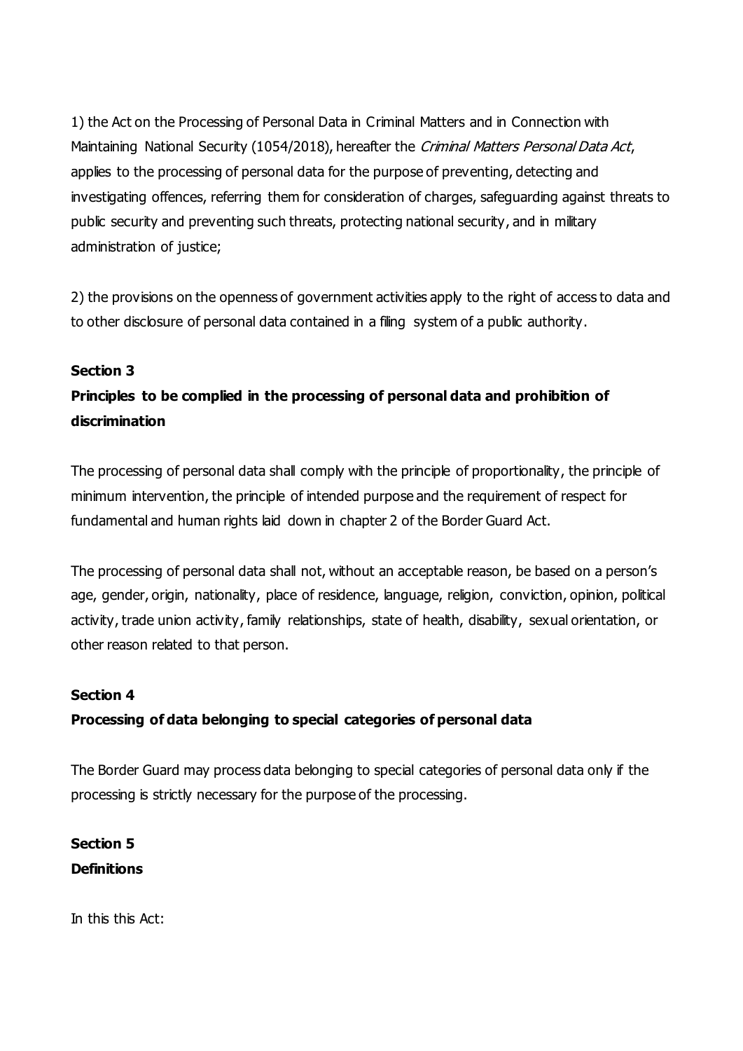1) the Act on the Processing of Personal Data in Criminal Matters and in Connection with Maintaining National Security (1054/2018), hereafter the *Criminal Matters Personal Data Act*, applies to the processing of personal data for the purpose of preventing, detecting and investigating offences, referring them for consideration of charges, safeguarding against threats to public security and preventing such threats, protecting national security, and in military administration of justice;

2) the provisions on the openness of government activities apply to the right of access to data and to other disclosure of personal data contained in a filing system of a public authority.

**Section 3**

**Principles to be complied in the processing of personal data and prohibition of discrimination**

The processing of personal data shall comply with the principle of proportionality, the principle of minimum intervention, the principle of intended purpose and the requirement of respect for fundamental and human rights laid down in chapter 2 of the Border Guard Act.

The processing of personal data shall not, without an acceptable reason, be based on a person's age, gender, origin, nationality, place of residence, language, religion, conviction, opinion, political activity, trade union activity, family relationships, state of health, disability, sexual orientation, or other reason related to that person.

**Section 4**

**Processing of data belonging to special categories of personal data**

The Border Guard may process data belonging to special categories of personal data only if the processing is strictly necessary for the purpose of the processing.

**Section 5**

**Definitions**

In this this Act: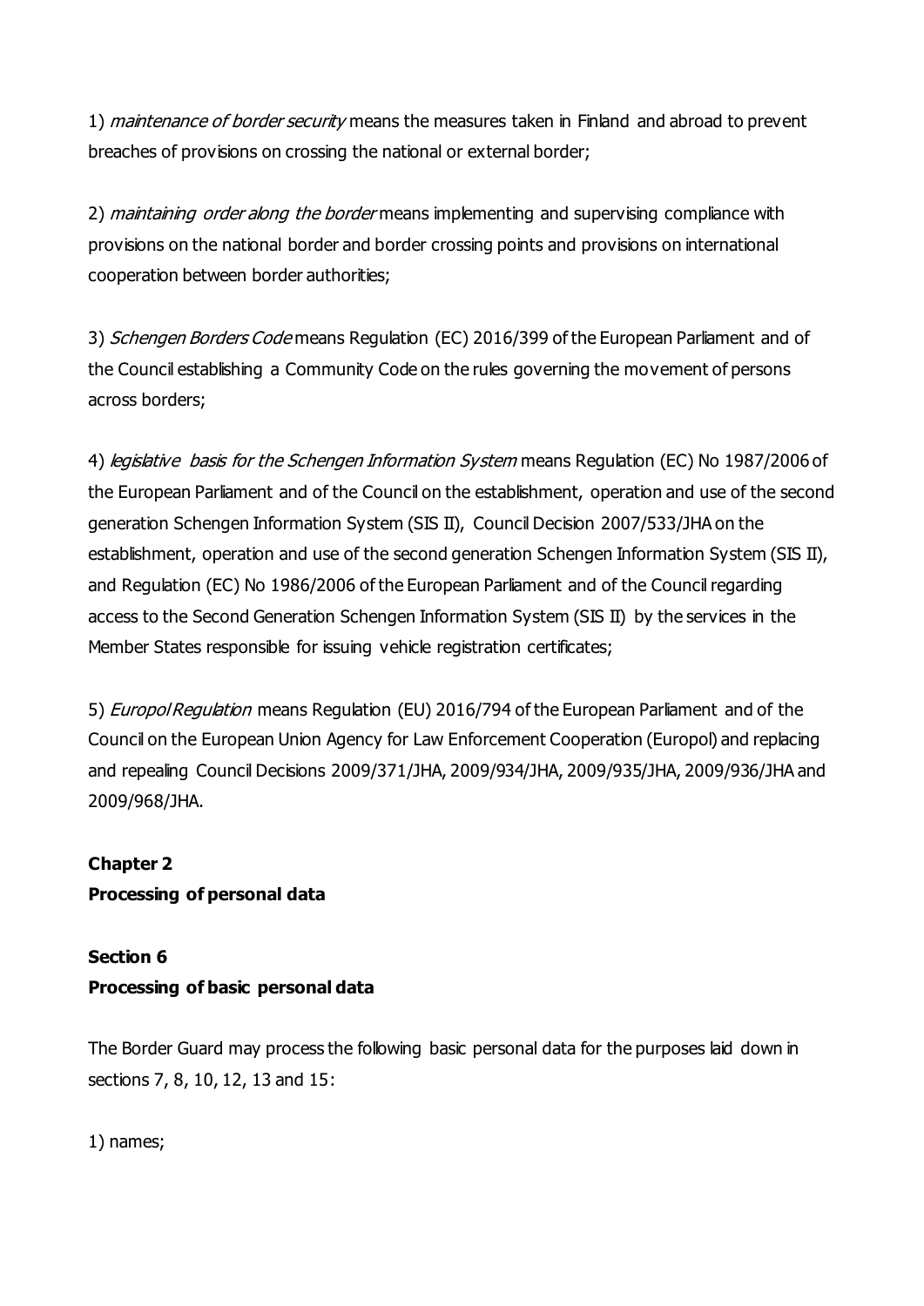1) *maintenance of border security* means the measures taken in Finland and abroad to prevent breaches of provisions on crossing the national or external border;

2) *maintaining order along the border* means implementing and supervising compliance with provisions on the national border and border crossing points and provisions on international cooperation between border authorities;

3) *Schengen Borders Code* means Regulation (EC) 2016/399 of the European Parliament and of the Council establishing a Community Code on the rules governing the movement of persons across borders;

4) *legislative basis for the Schengen Information System* means Regulation (EC) No 1987/2006 of the European Parliament and of the Council on the establishment, operation and use of the second generation Schengen Information System (SIS II), Council Decision 2007/533/JHA on the establishment, operation and use of the second generation Schengen Information System (SIS II), and Regulation (EC) No 1986/2006 of the European Parliament and of the Council regarding access to the Second Generation Schengen Information System (SIS II) by the services in the Member States responsible for issuing vehicle registration certificates;

5) *Europol Regulation* means Regulation (EU) 2016/794 of the European Parliament and of the Council on the European Union Agency for Law Enforcement Cooperation (Europol) and replacing and repealing Council Decisions 2009/371/JHA, 2009/934/JHA, 2009/935/JHA, 2009/936/JHA and 2009/968/JHA.

## Chapter 2
## Processing of personal data

### Section 6
### Processing of basic personal data

The Border Guard may process the following basic personal data for the purposes laid down in sections 7, 8, 10, 12, 13 and 15:

1) names;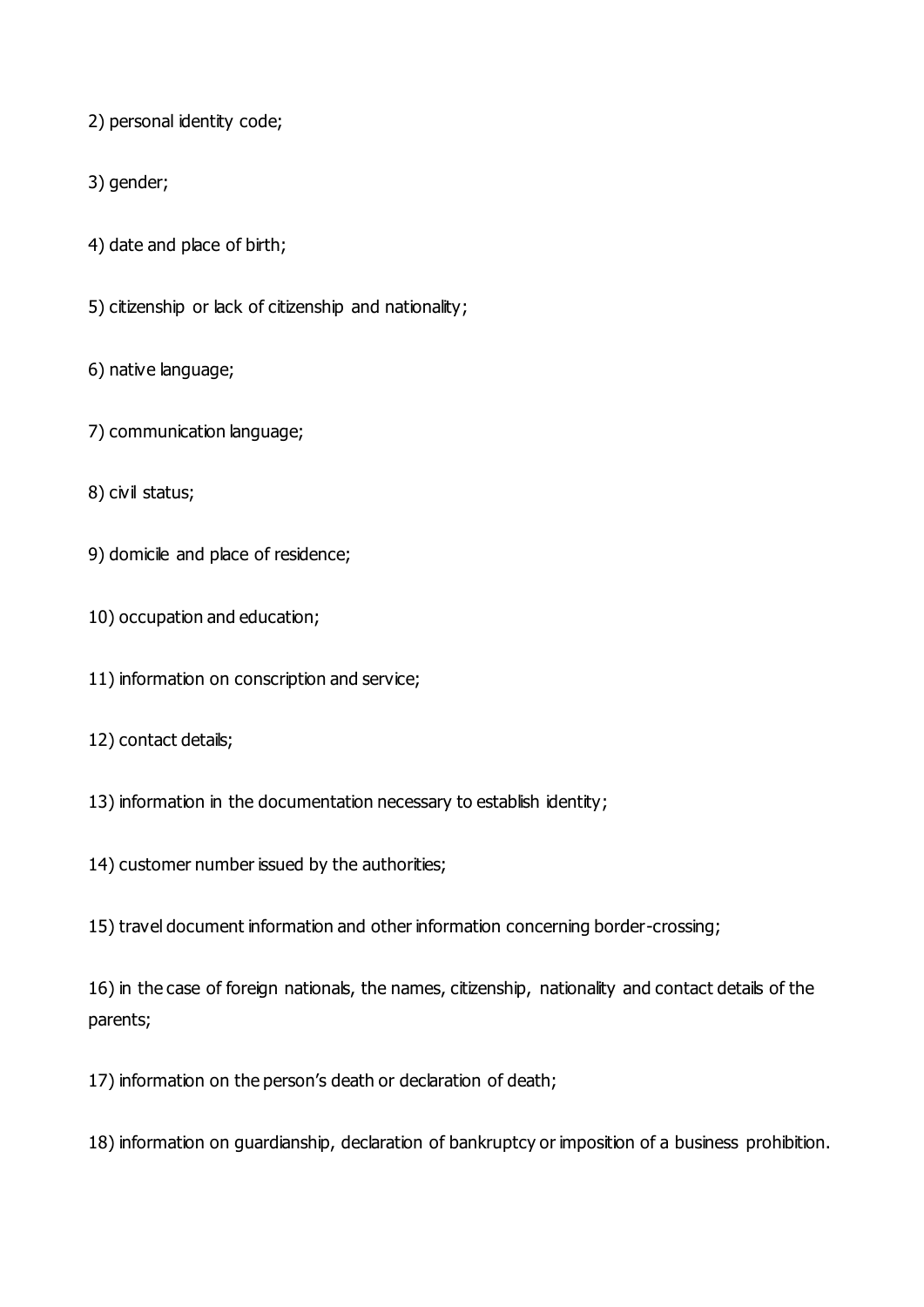2) personal identity code;

3) gender;

4) date and place of birth;

5) citizenship or lack of citizenship and nationality;

6) native language;

7) communication language;

8) civil status;

9) domicile and place of residence;

10) occupation and education;

11) information on conscription and service;

12) contact details;

13) information in the documentation necessary to establish identity;

14) customer number issued by the authorities;

15) travel document information and other information concerning border-crossing;

16) in the case of foreign nationals, the names, citizenship, nationality and contact details of the parents;

17) information on the person's death or declaration of death;

18) information on guardianship, declaration of bankruptcy or imposition of a business prohibition.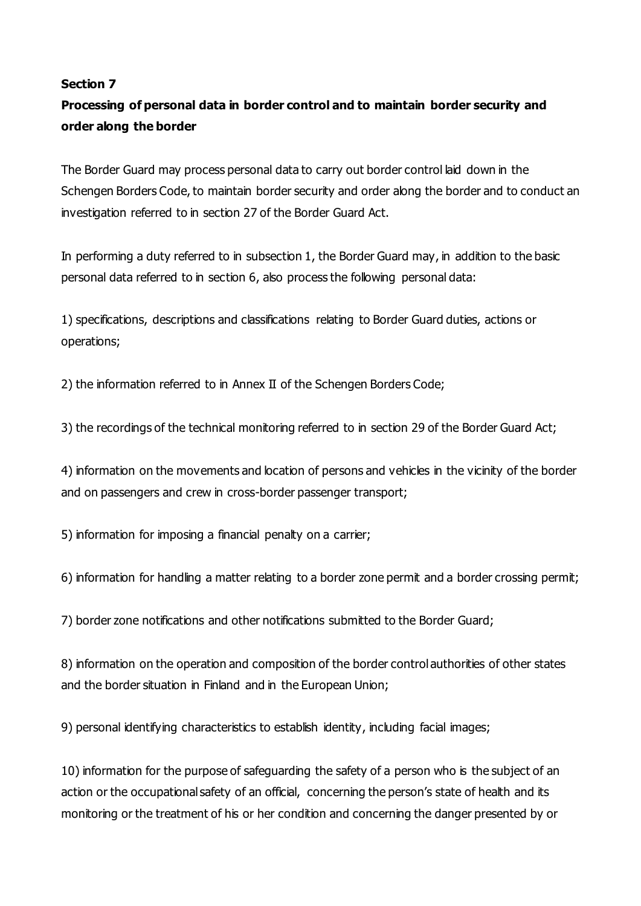**Section 7**

**Processing of personal data in border control and to maintain border security and order along the border**

The Border Guard may process personal data to carry out border control laid down in the Schengen Borders Code, to maintain border security and order along the border and to conduct an investigation referred to in section 27 of the Border Guard Act.

In performing a duty referred to in subsection 1, the Border Guard may, in addition to the basic personal data referred to in section 6, also process the following personal data:

1) specifications, descriptions and classifications relating to Border Guard duties, actions or operations;

2) the information referred to in Annex II of the Schengen Borders Code;

3) the recordings of the technical monitoring referred to in section 29 of the Border Guard Act;

4) information on the movements and location of persons and vehicles in the vicinity of the border and on passengers and crew in cross-border passenger transport;

5) information for imposing a financial penalty on a carrier;

6) information for handling a matter relating to a border zone permit and a border crossing permit;

7) border zone notifications and other notifications submitted to the Border Guard;

8) information on the operation and composition of the border control authorities of other states and the border situation in Finland and in the European Union;

9) personal identifying characteristics to establish identity, including facial images;

10) information for the purpose of safeguarding the safety of a person who is the subject of an action or the occupational safety of an official, concerning the person's state of health and its monitoring or the treatment of his or her condition and concerning the danger presented by or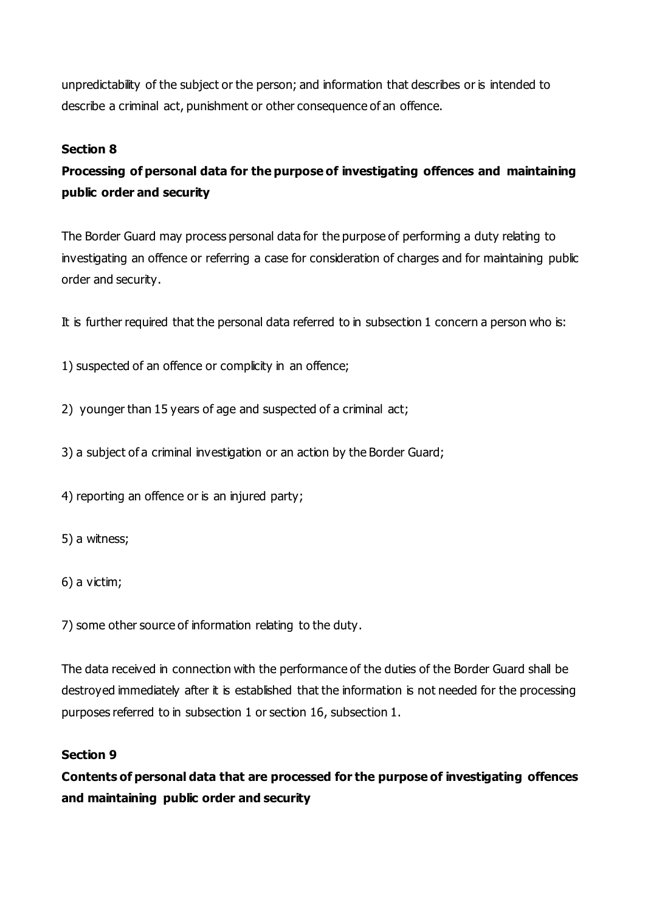unpredictability of the subject or the person; and information that describes or is intended to describe a criminal act, punishment or other consequence of an offence.

**Section 8**

**Processing of personal data for the purpose of investigating offences and maintaining public order and security**

The Border Guard may process personal data for the purpose of performing a duty relating to investigating an offence or referring a case for consideration of charges and for maintaining public order and security.

It is further required that the personal data referred to in subsection 1 concern a person who is:

1) suspected of an offence or complicity in an offence;

2) younger than 15 years of age and suspected of a criminal act;

3) a subject of a criminal investigation or an action by the Border Guard;

4) reporting an offence or is an injured party;

5) a witness;

6) a victim;

7) some other source of information relating to the duty.

The data received in connection with the performance of the duties of the Border Guard shall be destroyed immediately after it is established that the information is not needed for the processing purposes referred to in subsection 1 or section 16, subsection 1.

**Section 9**

**Contents of personal data that are processed for the purpose of investigating offences and maintaining public order and security**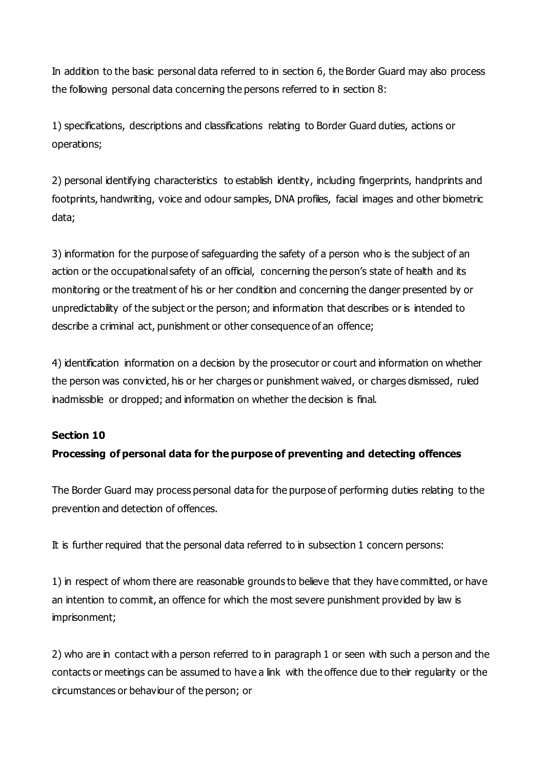In addition to the basic personal data referred to in section 6, the Border Guard may also process the following personal data concerning the persons referred to in section 8:

1) specifications, descriptions and classifications relating to Border Guard duties, actions or operations;

2) personal identifying characteristics to establish identity, including fingerprints, handprints and footprints, handwriting, voice and odour samples, DNA profiles, facial images and other biometric data;

3) information for the purpose of safeguarding the safety of a person who is the subject of an action or the occupational safety of an official, concerning the person's state of health and its monitoring or the treatment of his or her condition and concerning the danger presented by or unpredictability of the subject or the person; and information that describes or is intended to describe a criminal act, punishment or other consequence of an offence;

4) identification information on a decision by the prosecutor or court and information on whether the person was convicted, his or her charges or punishment waived, or charges dismissed, ruled inadmissible or dropped; and information on whether the decision is final.

**Section 10**

**Processing of personal data for the purpose of preventing and detecting offences**

The Border Guard may process personal data for the purpose of performing duties relating to the prevention and detection of offences.

It is further required that the personal data referred to in subsection 1 concern persons:

1) in respect of whom there are reasonable grounds to believe that they have committed, or have an intention to commit, an offence for which the most severe punishment provided by law is imprisonment;

2) who are in contact with a person referred to in paragraph 1 or seen with such a person and the contacts or meetings can be assumed to have a link with the offence due to their regularity or the circumstances or behaviour of the person; or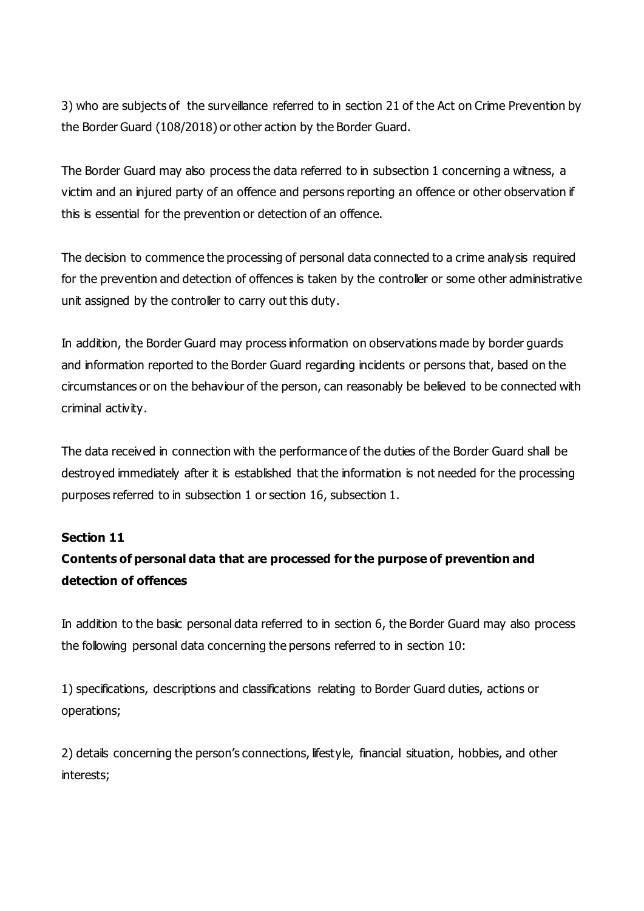3) who are subjects of the surveillance referred to in section 21 of the Act on Crime Prevention by the Border Guard (108/2018) or other action by the Border Guard.

The Border Guard may also process the data referred to in subsection 1 concerning a witness, a victim and an injured party of an offence and persons reporting an offence or other observation if this is essential for the prevention or detection of an offence.

The decision to commence the processing of personal data connected to a crime analysis required for the prevention and detection of offences is taken by the controller or some other administrative unit assigned by the controller to carry out this duty.

In addition, the Border Guard may process information on observations made by border guards and information reported to the Border Guard regarding incidents or persons that, based on the circumstances or on the behaviour of the person, can reasonably be believed to be connected with criminal activity.

The data received in connection with the performance of the duties of the Border Guard shall be destroyed immediately after it is established that the information is not needed for the processing purposes referred to in subsection 1 or section 16, subsection 1.

**Section 11**

**Contents of personal data that are processed for the purpose of prevention and detection of offences**

In addition to the basic personal data referred to in section 6, the Border Guard may also process the following personal data concerning the persons referred to in section 10:

1) specifications, descriptions and classifications relating to Border Guard duties, actions or operations;

2) details concerning the person's connections, lifestyle, financial situation, hobbies, and other interests;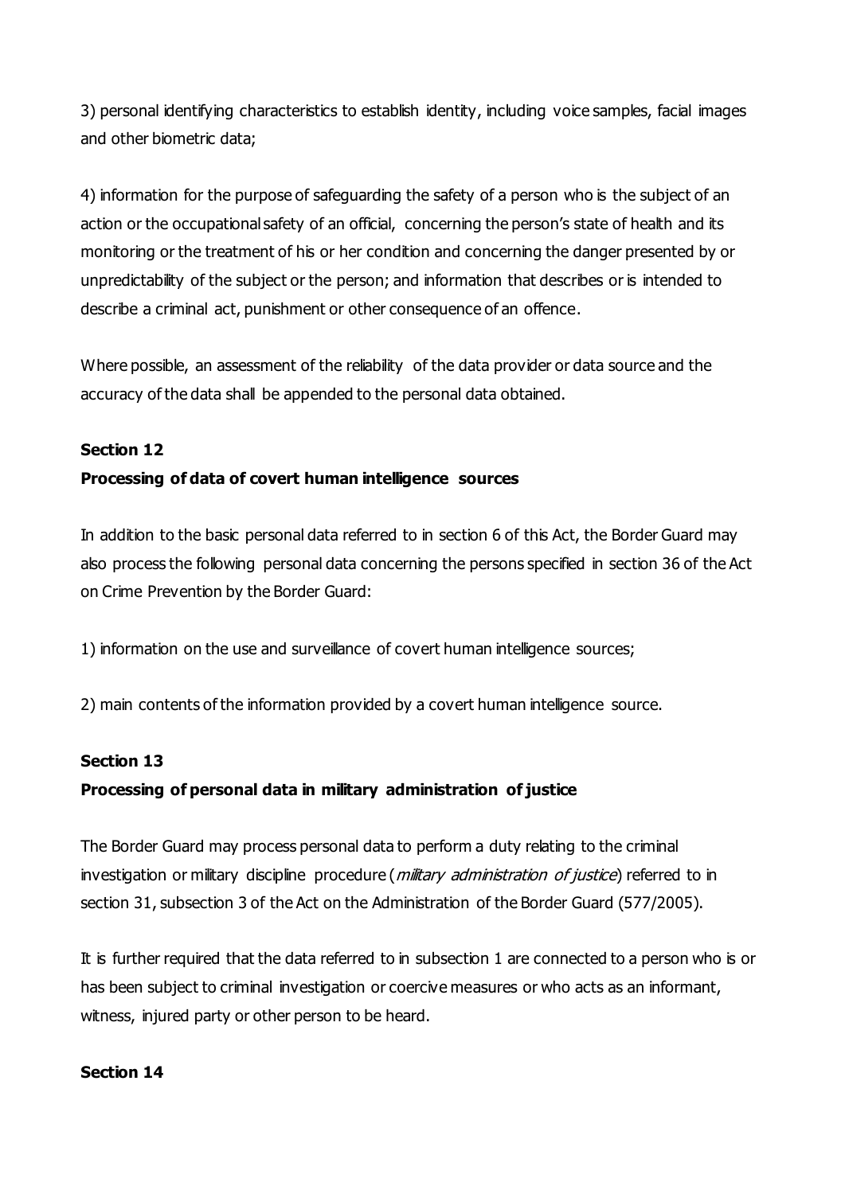3) personal identifying characteristics to establish identity, including voice samples, facial images and other biometric data;

4) information for the purpose of safeguarding the safety of a person who is the subject of an action or the occupational safety of an official, concerning the person's state of health and its monitoring or the treatment of his or her condition and concerning the danger presented by or unpredictability of the subject or the person; and information that describes or is intended to describe a criminal act, punishment or other consequence of an offence.

Where possible, an assessment of the reliability of the data provider or data source and the accuracy of the data shall be appended to the personal data obtained.

**Section 12**

**Processing of data of covert human intelligence sources**

In addition to the basic personal data referred to in section 6 of this Act, the Border Guard may also process the following personal data concerning the persons specified in section 36 of the Act on Crime Prevention by the Border Guard:

1) information on the use and surveillance of covert human intelligence sources;

2) main contents of the information provided by a covert human intelligence source.

**Section 13**

**Processing of personal data in military administration of justice**

The Border Guard may process personal data to perform a duty relating to the criminal investigation or military discipline procedure (*military administration of justice*) referred to in section 31, subsection 3 of the Act on the Administration of the Border Guard (577/2005).

It is further required that the data referred to in subsection 1 are connected to a person who is or has been subject to criminal investigation or coercive measures or who acts as an informant, witness, injured party or other person to be heard.

**Section 14**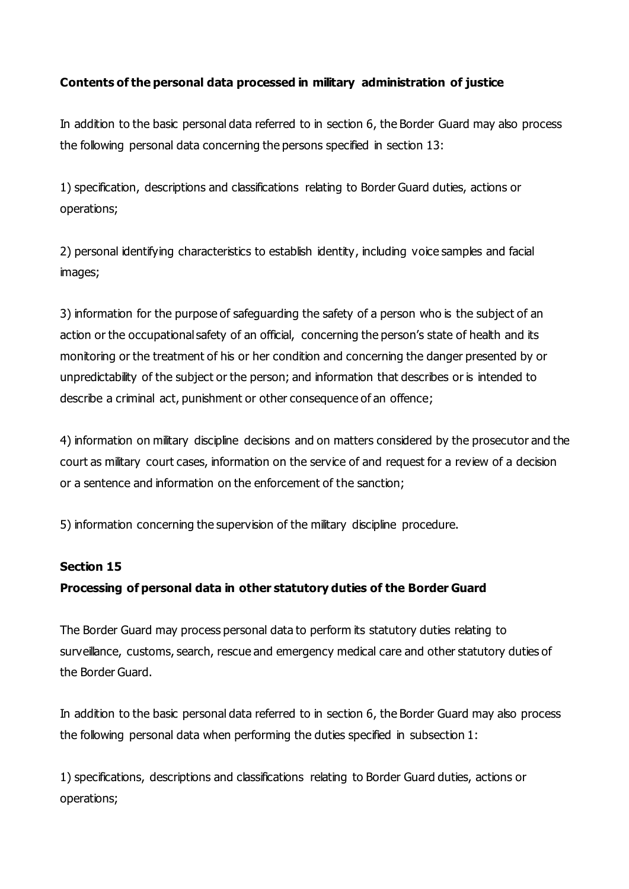**Contents of the personal data processed in military administration of justice**

In addition to the basic personal data referred to in section 6, the Border Guard may also process the following personal data concerning the persons specified in section 13:

1) specification, descriptions and classifications relating to Border Guard duties, actions or operations;

2) personal identifying characteristics to establish identity, including voice samples and facial images;

3) information for the purpose of safeguarding the safety of a person who is the subject of an action or the occupational safety of an official, concerning the person's state of health and its monitoring or the treatment of his or her condition and concerning the danger presented by or unpredictability of the subject or the person; and information that describes or is intended to describe a criminal act, punishment or other consequence of an offence;

4) information on military discipline decisions and on matters considered by the prosecutor and the court as military court cases, information on the service of and request for a review of a decision or a sentence and information on the enforcement of the sanction;

5) information concerning the supervision of the military discipline procedure.

### Section 15

**Processing of personal data in other statutory duties of the Border Guard**

The Border Guard may process personal data to perform its statutory duties relating to surveillance, customs, search, rescue and emergency medical care and other statutory duties of the Border Guard.

In addition to the basic personal data referred to in section 6, the Border Guard may also process the following personal data when performing the duties specified in subsection 1:

1) specifications, descriptions and classifications relating to Border Guard duties, actions or operations;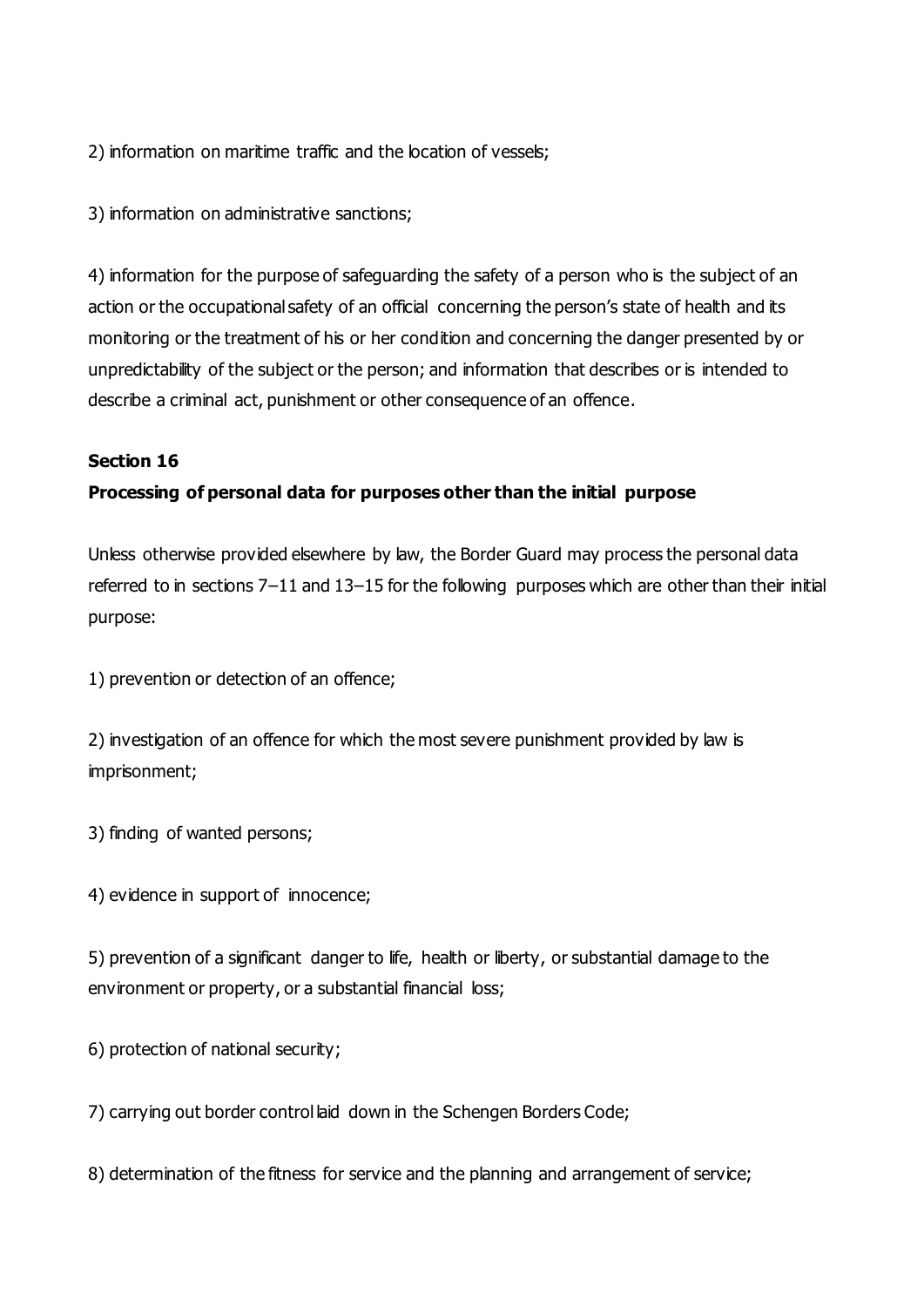2) information on maritime traffic and the location of vessels;

3) information on administrative sanctions;

4) information for the purpose of safeguarding the safety of a person who is the subject of an action or the occupational safety of an official concerning the person's state of health and its monitoring or the treatment of his or her condition and concerning the danger presented by or unpredictability of the subject or the person; and information that describes or is intended to describe a criminal act, punishment or other consequence of an offence.

### Section 16

### Processing of personal data for purposes other than the initial purpose

Unless otherwise provided elsewhere by law, the Border Guard may process the personal data referred to in sections 7–11 and 13–15 for the following purposes which are other than their initial purpose:

1) prevention or detection of an offence;

2) investigation of an offence for which the most severe punishment provided by law is imprisonment;

3) finding of wanted persons;

4) evidence in support of innocence;

5) prevention of a significant danger to life, health or liberty, or substantial damage to the environment or property, or a substantial financial loss;

6) protection of national security;

7) carrying out border control laid down in the Schengen Borders Code;

8) determination of the fitness for service and the planning and arrangement of service;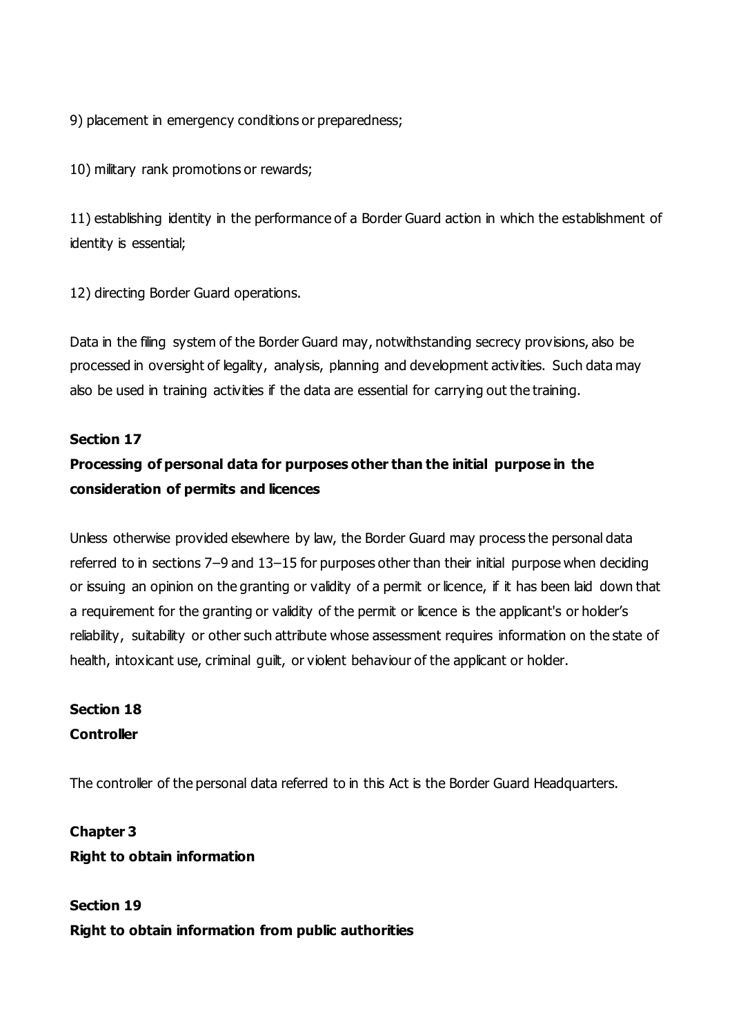9) placement in emergency conditions or preparedness;

10) military rank promotions or rewards;

11) establishing identity in the performance of a Border Guard action in which the establishment of identity is essential;

12) directing Border Guard operations.

Data in the filing system of the Border Guard may, notwithstanding secrecy provisions, also be processed in oversight of legality, analysis, planning and development activities. Such data may also be used in training activities if the data are essential for carrying out the training.

**Section 17**

**Processing of personal data for purposes other than the initial purpose in the consideration of permits and licences**

Unless otherwise provided elsewhere by law, the Border Guard may process the personal data referred to in sections 7–9 and 13–15 for purposes other than their initial purpose when deciding or issuing an opinion on the granting or validity of a permit or licence, if it has been laid down that a requirement for the granting or validity of the permit or licence is the applicant's or holder's reliability, suitability or other such attribute whose assessment requires information on the state of health, intoxicant use, criminal guilt, or violent behaviour of the applicant or holder.

**Section 18**

**Controller**

The controller of the personal data referred to in this Act is the Border Guard Headquarters.

**Chapter 3**

**Right to obtain information**

**Section 19**

**Right to obtain information from public authorities**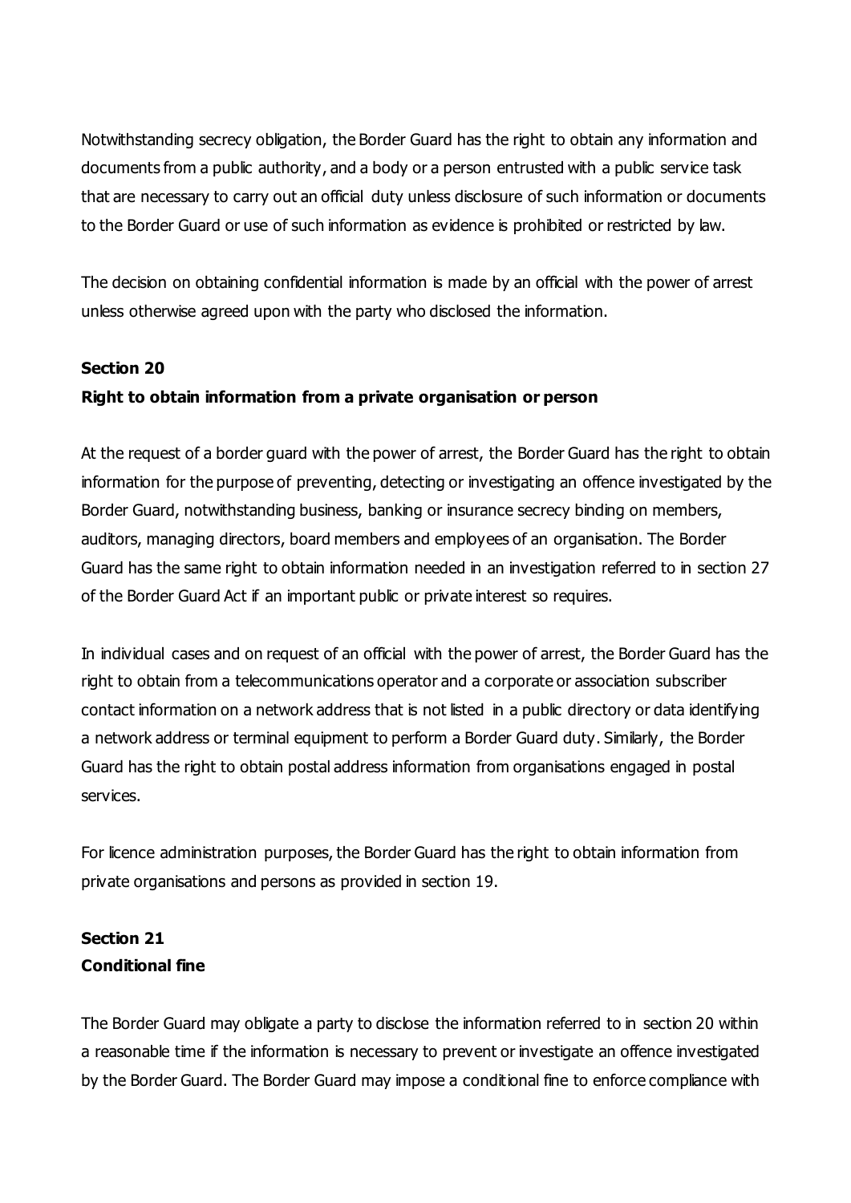Notwithstanding secrecy obligation, the Border Guard has the right to obtain any information and documents from a public authority, and a body or a person entrusted with a public service task that are necessary to carry out an official duty unless disclosure of such information or documents to the Border Guard or use of such information as evidence is prohibited or restricted by law.

The decision on obtaining confidential information is made by an official with the power of arrest unless otherwise agreed upon with the party who disclosed the information.

**Section 20**

**Right to obtain information from a private organisation or person**

At the request of a border guard with the power of arrest, the Border Guard has the right to obtain information for the purpose of preventing, detecting or investigating an offence investigated by the Border Guard, notwithstanding business, banking or insurance secrecy binding on members, auditors, managing directors, board members and employees of an organisation. The Border Guard has the same right to obtain information needed in an investigation referred to in section 27 of the Border Guard Act if an important public or private interest so requires.

In individual cases and on request of an official with the power of arrest, the Border Guard has the right to obtain from a telecommunications operator and a corporate or association subscriber contact information on a network address that is not listed in a public directory or data identifying a network address or terminal equipment to perform a Border Guard duty. Similarly, the Border Guard has the right to obtain postal address information from organisations engaged in postal services.

For licence administration purposes, the Border Guard has the right to obtain information from private organisations and persons as provided in section 19.

**Section 21**

**Conditional fine**

The Border Guard may obligate a party to disclose the information referred to in section 20 within a reasonable time if the information is necessary to prevent or investigate an offence investigated by the Border Guard. The Border Guard may impose a conditional fine to enforce compliance with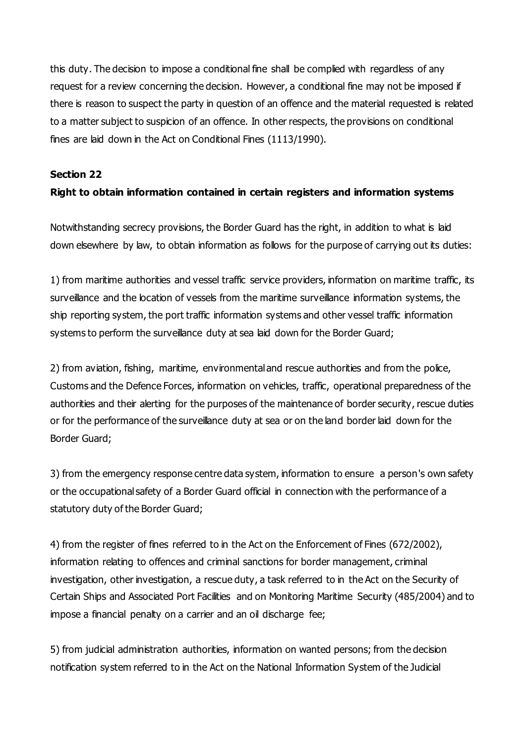this duty. The decision to impose a conditional fine shall be complied with regardless of any request for a review concerning the decision. However, a conditional fine may not be imposed if there is reason to suspect the party in question of an offence and the material requested is related to a matter subject to suspicion of an offence. In other respects, the provisions on conditional fines are laid down in the Act on Conditional Fines (1113/1990).

**Section 22**

**Right to obtain information contained in certain registers and information systems**

Notwithstanding secrecy provisions, the Border Guard has the right, in addition to what is laid down elsewhere by law, to obtain information as follows for the purpose of carrying out its duties:

1) from maritime authorities and vessel traffic service providers, information on maritime traffic, its surveillance and the location of vessels from the maritime surveillance information systems, the ship reporting system, the port traffic information systems and other vessel traffic information systems to perform the surveillance duty at sea laid down for the Border Guard;

2) from aviation, fishing, maritime, environmental and rescue authorities and from the police, Customs and the Defence Forces, information on vehicles, traffic, operational preparedness of the authorities and their alerting for the purposes of the maintenance of border security, rescue duties or for the performance of the surveillance duty at sea or on the land border laid down for the Border Guard;

3) from the emergency response centre data system, information to ensure a person's own safety or the occupational safety of a Border Guard official in connection with the performance of a statutory duty of the Border Guard;

4) from the register of fines referred to in the Act on the Enforcement of Fines (672/2002), information relating to offences and criminal sanctions for border management, criminal investigation, other investigation, a rescue duty, a task referred to in the Act on the Security of Certain Ships and Associated Port Facilities and on Monitoring Maritime Security (485/2004) and to impose a financial penalty on a carrier and an oil discharge fee;

5) from judicial administration authorities, information on wanted persons; from the decision notification system referred to in the Act on the National Information System of the Judicial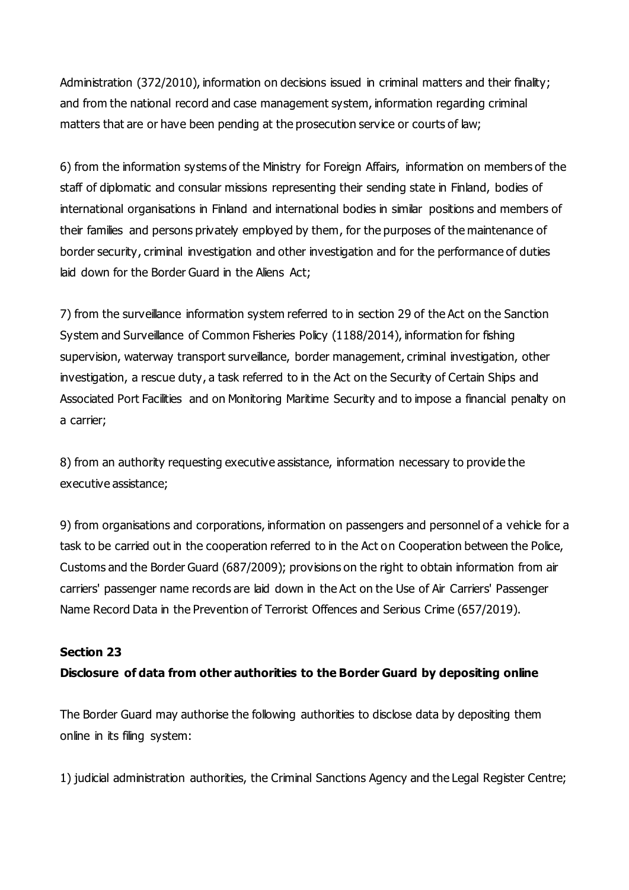Administration (372/2010), information on decisions issued in criminal matters and their finality; and from the national record and case management system, information regarding criminal matters that are or have been pending at the prosecution service or courts of law;

6) from the information systems of the Ministry for Foreign Affairs, information on members of the staff of diplomatic and consular missions representing their sending state in Finland, bodies of international organisations in Finland and international bodies in similar positions and members of their families and persons privately employed by them, for the purposes of the maintenance of border security, criminal investigation and other investigation and for the performance of duties laid down for the Border Guard in the Aliens Act;

7) from the surveillance information system referred to in section 29 of the Act on the Sanction System and Surveillance of Common Fisheries Policy (1188/2014), information for fishing supervision, waterway transport surveillance, border management, criminal investigation, other investigation, a rescue duty, a task referred to in the Act on the Security of Certain Ships and Associated Port Facilities and on Monitoring Maritime Security and to impose a financial penalty on a carrier;

8) from an authority requesting executive assistance, information necessary to provide the executive assistance;

9) from organisations and corporations, information on passengers and personnel of a vehicle for a task to be carried out in the cooperation referred to in the Act on Cooperation between the Police, Customs and the Border Guard (687/2009); provisions on the right to obtain information from air carriers' passenger name records are laid down in the Act on the Use of Air Carriers' Passenger Name Record Data in the Prevention of Terrorist Offences and Serious Crime (657/2019).

**Section 23**

**Disclosure of data from other authorities to the Border Guard by depositing online**

The Border Guard may authorise the following authorities to disclose data by depositing them online in its filing system:

1) judicial administration authorities, the Criminal Sanctions Agency and the Legal Register Centre;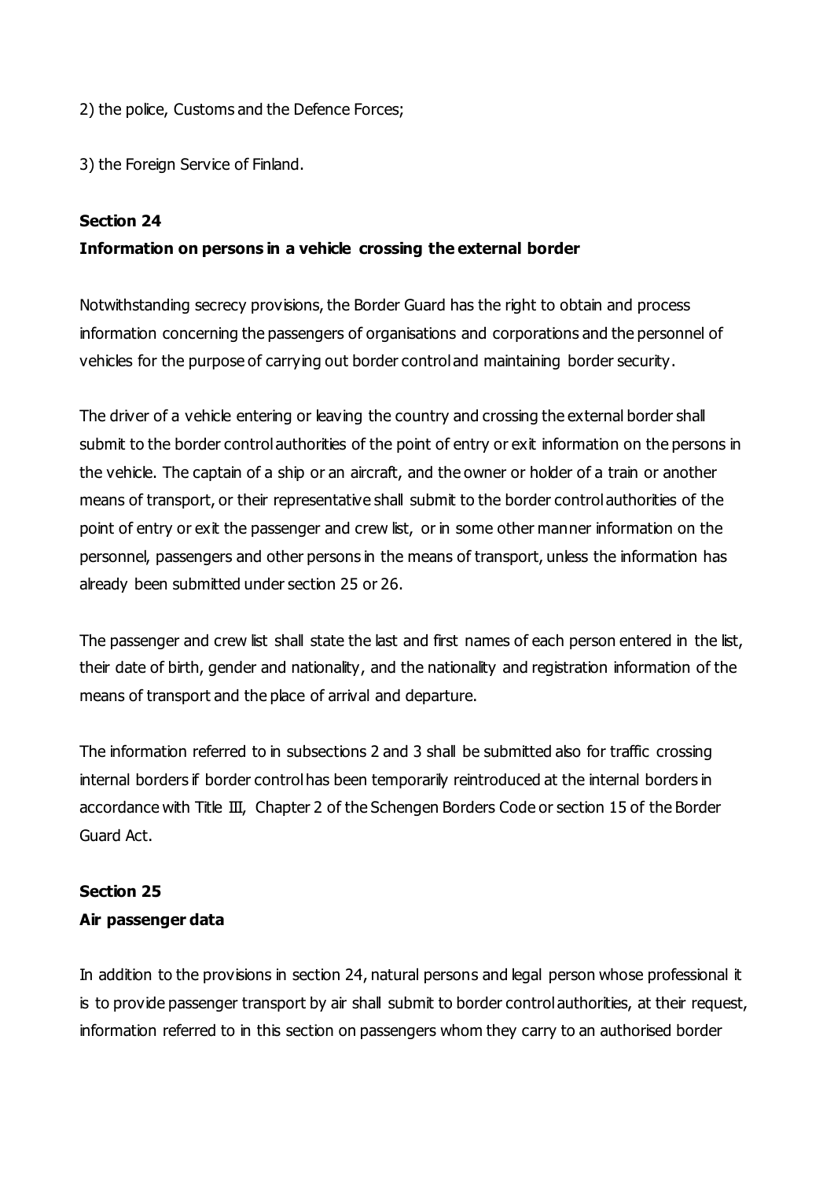2) the police, Customs and the Defence Forces;

3) the Foreign Service of Finland.

### Section 24
### Information on persons in a vehicle crossing the external border

Notwithstanding secrecy provisions, the Border Guard has the right to obtain and process information concerning the passengers of organisations and corporations and the personnel of vehicles for the purpose of carrying out border control and maintaining border security.

The driver of a vehicle entering or leaving the country and crossing the external border shall submit to the border control authorities of the point of entry or exit information on the persons in the vehicle. The captain of a ship or an aircraft, and the owner or holder of a train or another means of transport, or their representative shall submit to the border control authorities of the point of entry or exit the passenger and crew list, or in some other manner information on the personnel, passengers and other persons in the means of transport, unless the information has already been submitted under section 25 or 26.

The passenger and crew list shall state the last and first names of each person entered in the list, their date of birth, gender and nationality, and the nationality and registration information of the means of transport and the place of arrival and departure.

The information referred to in subsections 2 and 3 shall be submitted also for traffic crossing internal borders if border control has been temporarily reintroduced at the internal borders in accordance with Title III, Chapter 2 of the Schengen Borders Code or section 15 of the Border Guard Act.

### Section 25
### Air passenger data

In addition to the provisions in section 24, natural persons and legal person whose professional it is to provide passenger transport by air shall submit to border control authorities, at their request, information referred to in this section on passengers whom they carry to an authorised border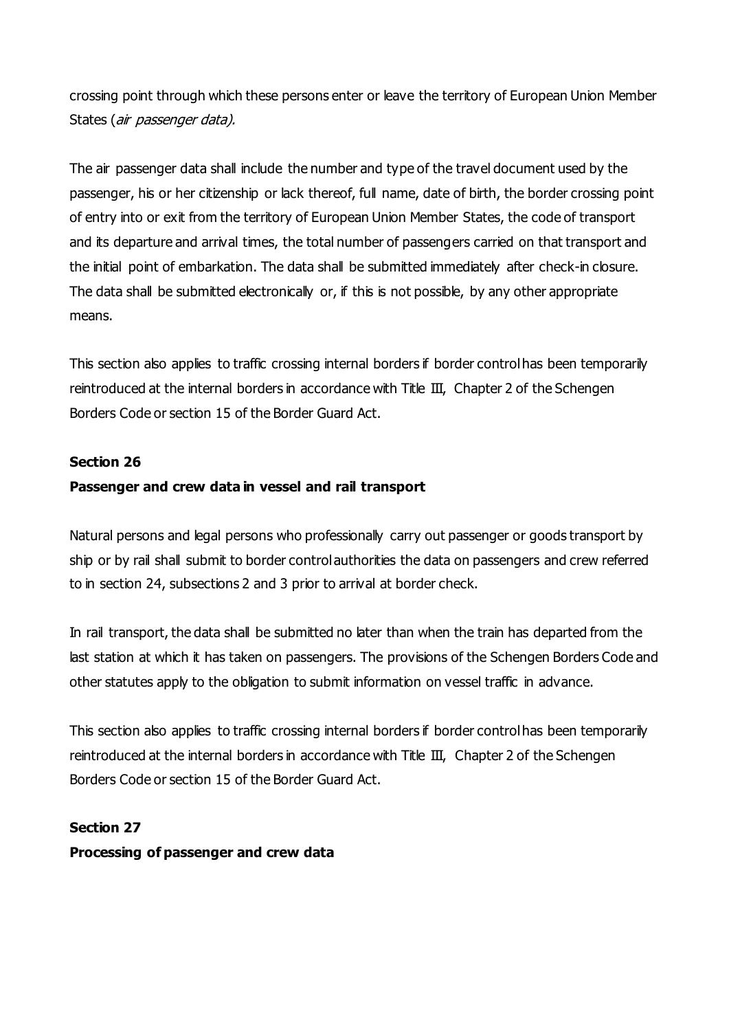crossing point through which these persons enter or leave the territory of European Union Member States (*air passenger data).*

The air passenger data shall include the number and type of the travel document used by the passenger, his or her citizenship or lack thereof, full name, date of birth, the border crossing point of entry into or exit from the territory of European Union Member States, the code of transport and its departure and arrival times, the total number of passengers carried on that transport and the initial point of embarkation. The data shall be submitted immediately after check-in closure. The data shall be submitted electronically or, if this is not possible, by any other appropriate means.

This section also applies to traffic crossing internal borders if border control has been temporarily reintroduced at the internal borders in accordance with Title III, Chapter 2 of the Schengen Borders Code or section 15 of the Border Guard Act.

**Section 26**

**Passenger and crew data in vessel and rail transport**

Natural persons and legal persons who professionally carry out passenger or goods transport by ship or by rail shall submit to border control authorities the data on passengers and crew referred to in section 24, subsections 2 and 3 prior to arrival at border check.

In rail transport, the data shall be submitted no later than when the train has departed from the last station at which it has taken on passengers. The provisions of the Schengen Borders Code and other statutes apply to the obligation to submit information on vessel traffic in advance.

This section also applies to traffic crossing internal borders if border control has been temporarily reintroduced at the internal borders in accordance with Title III, Chapter 2 of the Schengen Borders Code or section 15 of the Border Guard Act.

**Section 27**

**Processing of passenger and crew data**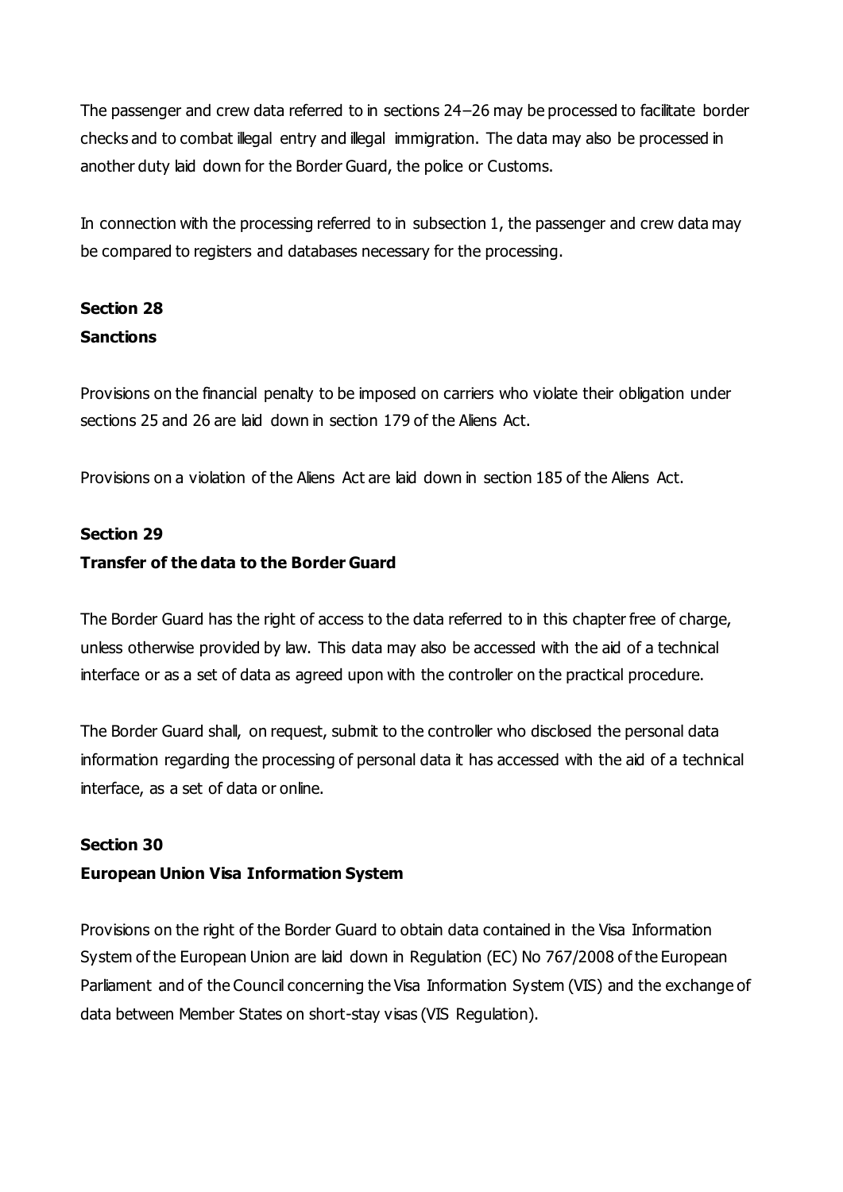The passenger and crew data referred to in sections 24–26 may be processed to facilitate border checks and to combat illegal entry and illegal immigration. The data may also be processed in another duty laid down for the Border Guard, the police or Customs.

In connection with the processing referred to in subsection 1, the passenger and crew data may be compared to registers and databases necessary for the processing.

**Section 28**
**Sanctions**

Provisions on the financial penalty to be imposed on carriers who violate their obligation under sections 25 and 26 are laid down in section 179 of the Aliens Act.

Provisions on a violation of the Aliens Act are laid down in section 185 of the Aliens Act.

**Section 29**
**Transfer of the data to the Border Guard**

The Border Guard has the right of access to the data referred to in this chapter free of charge, unless otherwise provided by law. This data may also be accessed with the aid of a technical interface or as a set of data as agreed upon with the controller on the practical procedure.

The Border Guard shall, on request, submit to the controller who disclosed the personal data information regarding the processing of personal data it has accessed with the aid of a technical interface, as a set of data or online.

**Section 30**
**European Union Visa Information System**

Provisions on the right of the Border Guard to obtain data contained in the Visa Information System of the European Union are laid down in Regulation (EC) No 767/2008 of the European Parliament and of the Council concerning the Visa Information System (VIS) and the exchange of data between Member States on short-stay visas (VIS Regulation).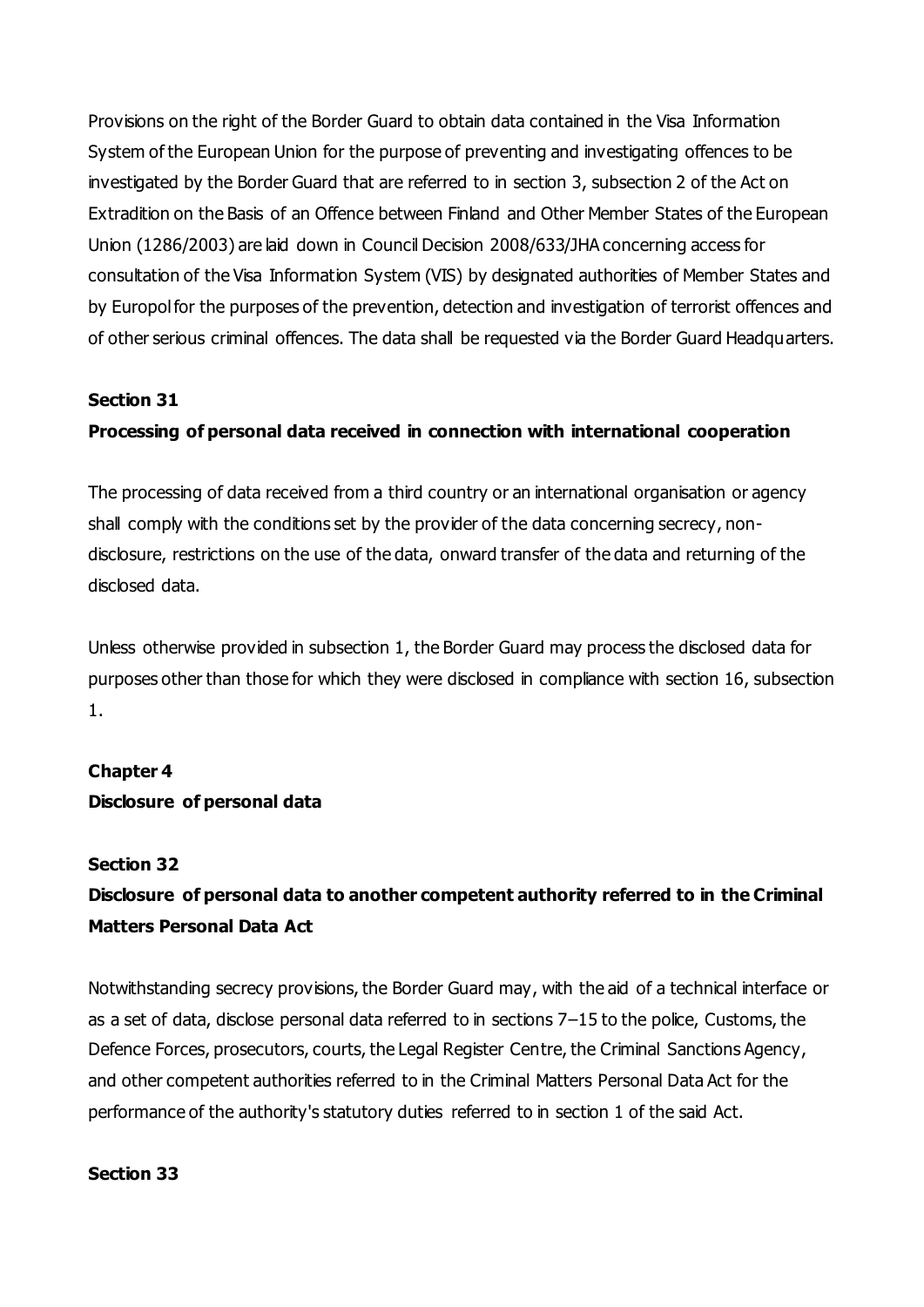Provisions on the right of the Border Guard to obtain data contained in the Visa Information System of the European Union for the purpose of preventing and investigating offences to be investigated by the Border Guard that are referred to in section 3, subsection 2 of the Act on Extradition on the Basis of an Offence between Finland and Other Member States of the European Union (1286/2003) are laid down in Council Decision 2008/633/JHA concerning access for consultation of the Visa Information System (VIS) by designated authorities of Member States and by Europol for the purposes of the prevention, detection and investigation of terrorist offences and of other serious criminal offences. The data shall be requested via the Border Guard Headquarters.

**Section 31**

**Processing of personal data received in connection with international cooperation**

The processing of data received from a third country or an international organisation or agency shall comply with the conditions set by the provider of the data concerning secrecy, non-disclosure, restrictions on the use of the data, onward transfer of the data and returning of the disclosed data.

Unless otherwise provided in subsection 1, the Border Guard may process the disclosed data for purposes other than those for which they were disclosed in compliance with section 16, subsection 1.

**Chapter 4**

**Disclosure of personal data**

**Section 32**

**Disclosure of personal data to another competent authority referred to in the Criminal Matters Personal Data Act**

Notwithstanding secrecy provisions, the Border Guard may, with the aid of a technical interface or as a set of data, disclose personal data referred to in sections 7–15 to the police, Customs, the Defence Forces, prosecutors, courts, the Legal Register Centre, the Criminal Sanctions Agency, and other competent authorities referred to in the Criminal Matters Personal Data Act for the performance of the authority's statutory duties referred to in section 1 of the said Act.

**Section 33**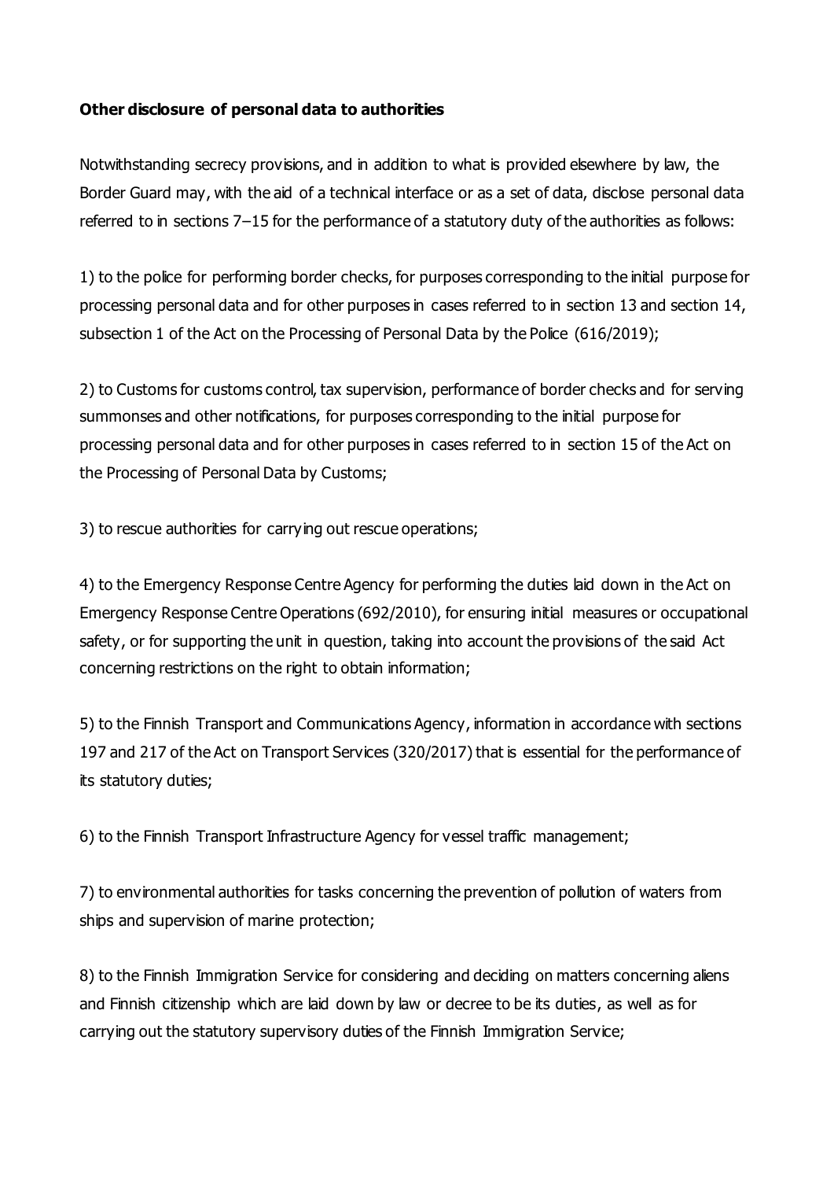**Other disclosure of personal data to authorities**

Notwithstanding secrecy provisions, and in addition to what is provided elsewhere by law, the Border Guard may, with the aid of a technical interface or as a set of data, disclose personal data referred to in sections 7–15 for the performance of a statutory duty of the authorities as follows:

1) to the police for performing border checks, for purposes corresponding to the initial purpose for processing personal data and for other purposes in cases referred to in section 13 and section 14, subsection 1 of the Act on the Processing of Personal Data by the Police (616/2019);

2) to Customs for customs control, tax supervision, performance of border checks and for serving summonses and other notifications, for purposes corresponding to the initial purpose for processing personal data and for other purposes in cases referred to in section 15 of the Act on the Processing of Personal Data by Customs;

3) to rescue authorities for carrying out rescue operations;

4) to the Emergency Response Centre Agency for performing the duties laid down in the Act on Emergency Response Centre Operations (692/2010), for ensuring initial measures or occupational safety, or for supporting the unit in question, taking into account the provisions of the said Act concerning restrictions on the right to obtain information;

5) to the Finnish Transport and Communications Agency, information in accordance with sections 197 and 217 of the Act on Transport Services (320/2017) that is essential for the performance of its statutory duties;

6) to the Finnish Transport Infrastructure Agency for vessel traffic management;

7) to environmental authorities for tasks concerning the prevention of pollution of waters from ships and supervision of marine protection;

8) to the Finnish Immigration Service for considering and deciding on matters concerning aliens and Finnish citizenship which are laid down by law or decree to be its duties, as well as for carrying out the statutory supervisory duties of the Finnish Immigration Service;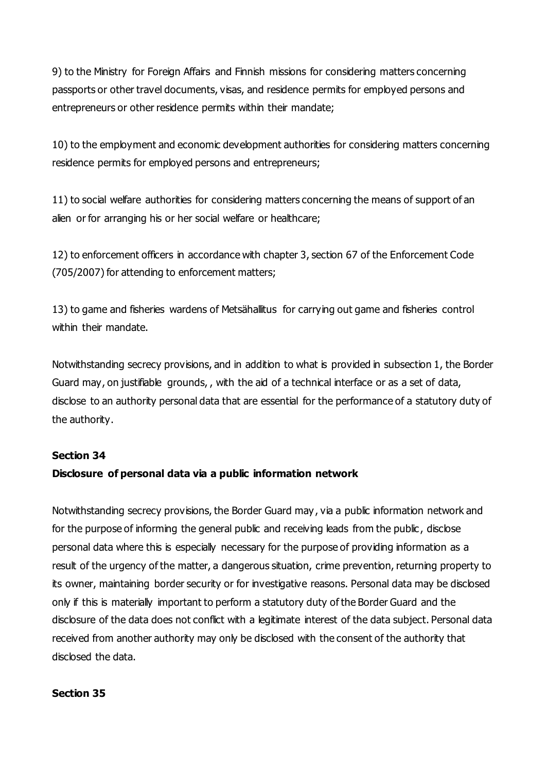9) to the Ministry for Foreign Affairs and Finnish missions for considering matters concerning passports or other travel documents, visas, and residence permits for employed persons and entrepreneurs or other residence permits within their mandate;

10) to the employment and economic development authorities for considering matters concerning residence permits for employed persons and entrepreneurs;

11) to social welfare authorities for considering matters concerning the means of support of an alien or for arranging his or her social welfare or healthcare;

12) to enforcement officers in accordance with chapter 3, section 67 of the Enforcement Code (705/2007) for attending to enforcement matters;

13) to game and fisheries wardens of Metsähallitus for carrying out game and fisheries control within their mandate.

Notwithstanding secrecy provisions, and in addition to what is provided in subsection 1, the Border Guard may, on justifiable grounds, , with the aid of a technical interface or as a set of data, disclose to an authority personal data that are essential for the performance of a statutory duty of the authority.

**Section 34**

**Disclosure of personal data via a public information network**

Notwithstanding secrecy provisions, the Border Guard may, via a public information network and for the purpose of informing the general public and receiving leads from the public, disclose personal data where this is especially necessary for the purpose of providing information as a result of the urgency of the matter, a dangerous situation, crime prevention, returning property to its owner, maintaining border security or for investigative reasons. Personal data may be disclosed only if this is materially important to perform a statutory duty of the Border Guard and the disclosure of the data does not conflict with a legitimate interest of the data subject. Personal data received from another authority may only be disclosed with the consent of the authority that disclosed the data.

**Section 35**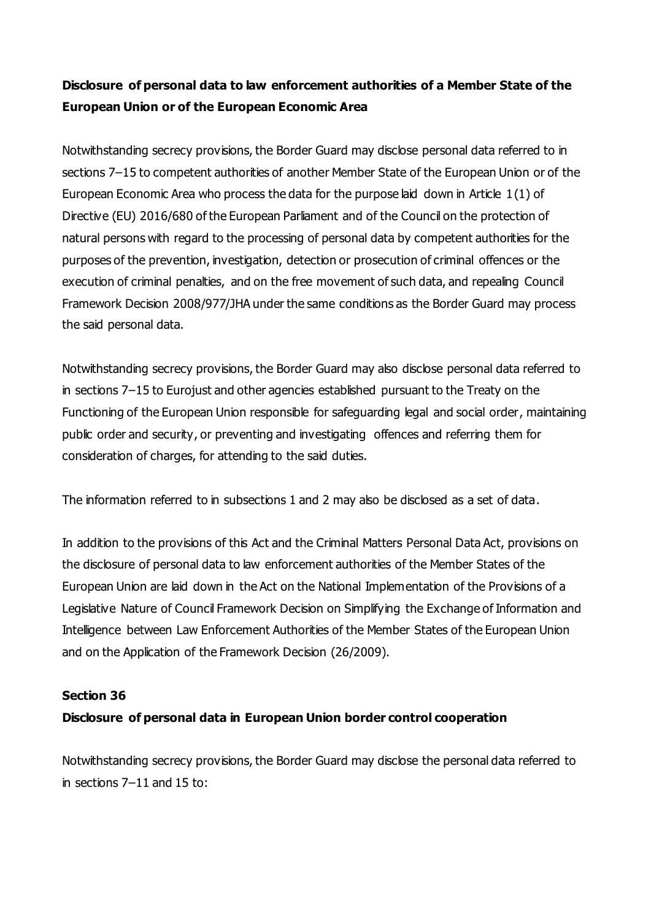**Disclosure of personal data to law enforcement authorities of a Member State of the European Union or of the European Economic Area**

Notwithstanding secrecy provisions, the Border Guard may disclose personal data referred to in sections 7–15 to competent authorities of another Member State of the European Union or of the European Economic Area who process the data for the purpose laid down in Article 1(1) of Directive (EU) 2016/680 of the European Parliament and of the Council on the protection of natural persons with regard to the processing of personal data by competent authorities for the purposes of the prevention, investigation, detection or prosecution of criminal offences or the execution of criminal penalties, and on the free movement of such data, and repealing Council Framework Decision 2008/977/JHA under the same conditions as the Border Guard may process the said personal data.

Notwithstanding secrecy provisions, the Border Guard may also disclose personal data referred to in sections 7–15 to Eurojust and other agencies established pursuant to the Treaty on the Functioning of the European Union responsible for safeguarding legal and social order, maintaining public order and security, or preventing and investigating offences and referring them for consideration of charges, for attending to the said duties.

The information referred to in subsections 1 and 2 may also be disclosed as a set of data.

In addition to the provisions of this Act and the Criminal Matters Personal Data Act, provisions on the disclosure of personal data to law enforcement authorities of the Member States of the European Union are laid down in the Act on the National Implementation of the Provisions of a Legislative Nature of Council Framework Decision on Simplifying the Exchange of Information and Intelligence between Law Enforcement Authorities of the Member States of the European Union and on the Application of the Framework Decision (26/2009).

**Section 36**

**Disclosure of personal data in European Union border control cooperation**

Notwithstanding secrecy provisions, the Border Guard may disclose the personal data referred to in sections 7–11 and 15 to: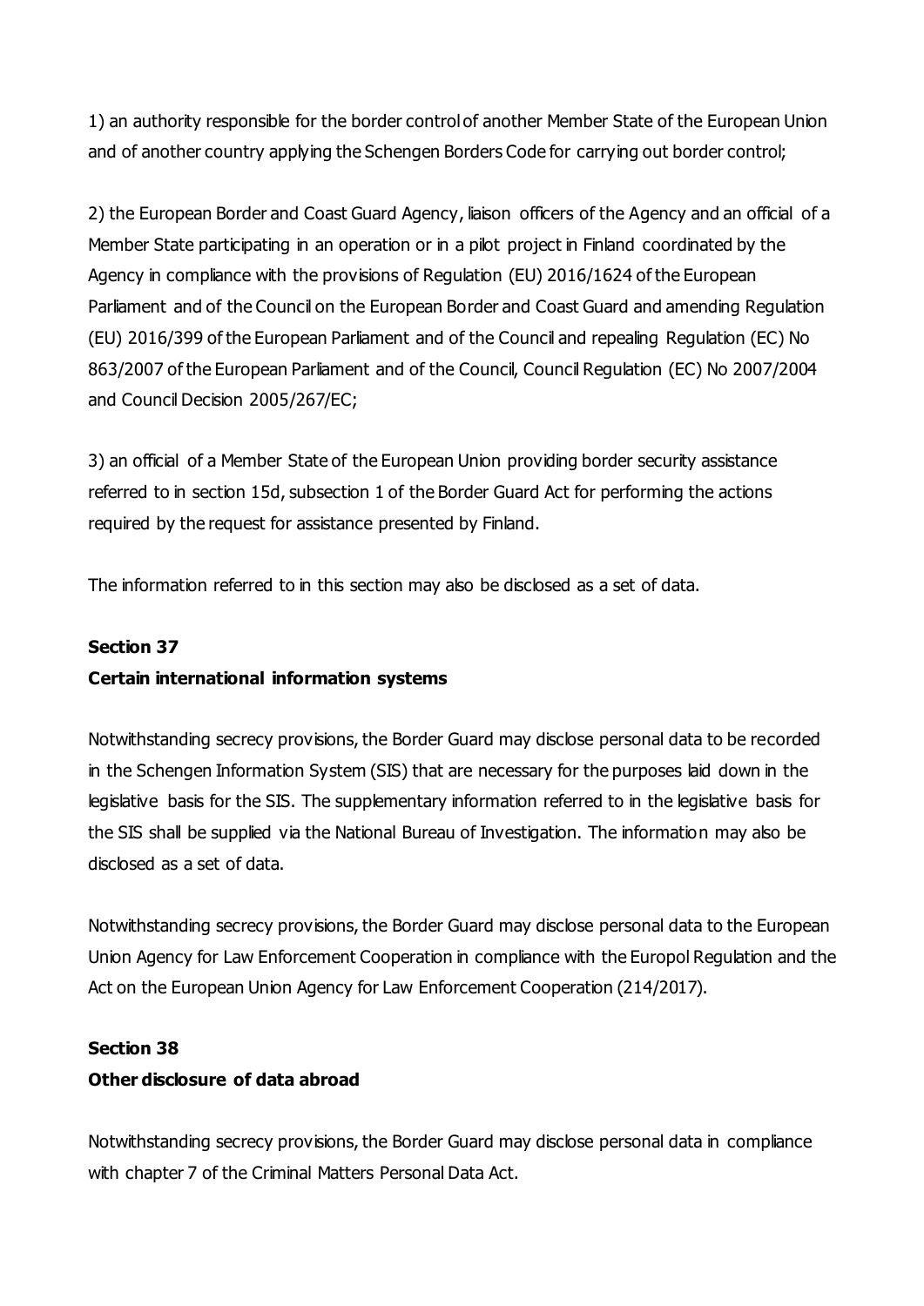1) an authority responsible for the border control of another Member State of the European Union and of another country applying the Schengen Borders Code for carrying out border control;

2) the European Border and Coast Guard Agency, liaison officers of the Agency and an official of a Member State participating in an operation or in a pilot project in Finland coordinated by the Agency in compliance with the provisions of Regulation (EU) 2016/1624 of the European Parliament and of the Council on the European Border and Coast Guard and amending Regulation (EU) 2016/399 of the European Parliament and of the Council and repealing Regulation (EC) No 863/2007 of the European Parliament and of the Council, Council Regulation (EC) No 2007/2004 and Council Decision 2005/267/EC;

3) an official of a Member State of the European Union providing border security assistance referred to in section 15d, subsection 1 of the Border Guard Act for performing the actions required by the request for assistance presented by Finland.

The information referred to in this section may also be disclosed as a set of data.

**Section 37**

**Certain international information systems**

Notwithstanding secrecy provisions, the Border Guard may disclose personal data to be recorded in the Schengen Information System (SIS) that are necessary for the purposes laid down in the legislative basis for the SIS. The supplementary information referred to in the legislative basis for the SIS shall be supplied via the National Bureau of Investigation. The information may also be disclosed as a set of data.

Notwithstanding secrecy provisions, the Border Guard may disclose personal data to the European Union Agency for Law Enforcement Cooperation in compliance with the Europol Regulation and the Act on the European Union Agency for Law Enforcement Cooperation (214/2017).

**Section 38**

**Other disclosure of data abroad**

Notwithstanding secrecy provisions, the Border Guard may disclose personal data in compliance with chapter 7 of the Criminal Matters Personal Data Act.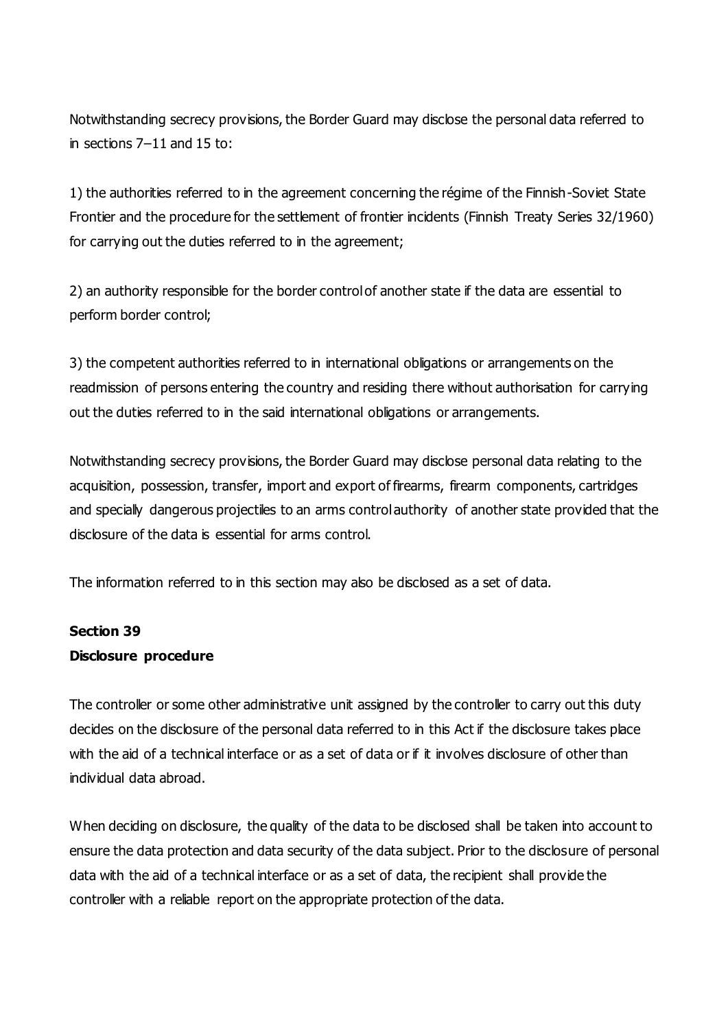Notwithstanding secrecy provisions, the Border Guard may disclose the personal data referred to in sections 7–11 and 15 to:

1) the authorities referred to in the agreement concerning the régime of the Finnish-Soviet State Frontier and the procedure for the settlement of frontier incidents (Finnish Treaty Series 32/1960) for carrying out the duties referred to in the agreement;

2) an authority responsible for the border control of another state if the data are essential to perform border control;

3) the competent authorities referred to in international obligations or arrangements on the readmission of persons entering the country and residing there without authorisation for carrying out the duties referred to in the said international obligations or arrangements.

Notwithstanding secrecy provisions, the Border Guard may disclose personal data relating to the acquisition, possession, transfer, import and export of firearms, firearm components, cartridges and specially dangerous projectiles to an arms control authority of another state provided that the disclosure of the data is essential for arms control.

The information referred to in this section may also be disclosed as a set of data.

**Section 39**
**Disclosure procedure**

The controller or some other administrative unit assigned by the controller to carry out this duty decides on the disclosure of the personal data referred to in this Act if the disclosure takes place with the aid of a technical interface or as a set of data or if it involves disclosure of other than individual data abroad.

When deciding on disclosure, the quality of the data to be disclosed shall be taken into account to ensure the data protection and data security of the data subject. Prior to the disclosure of personal data with the aid of a technical interface or as a set of data, the recipient shall provide the controller with a reliable report on the appropriate protection of the data.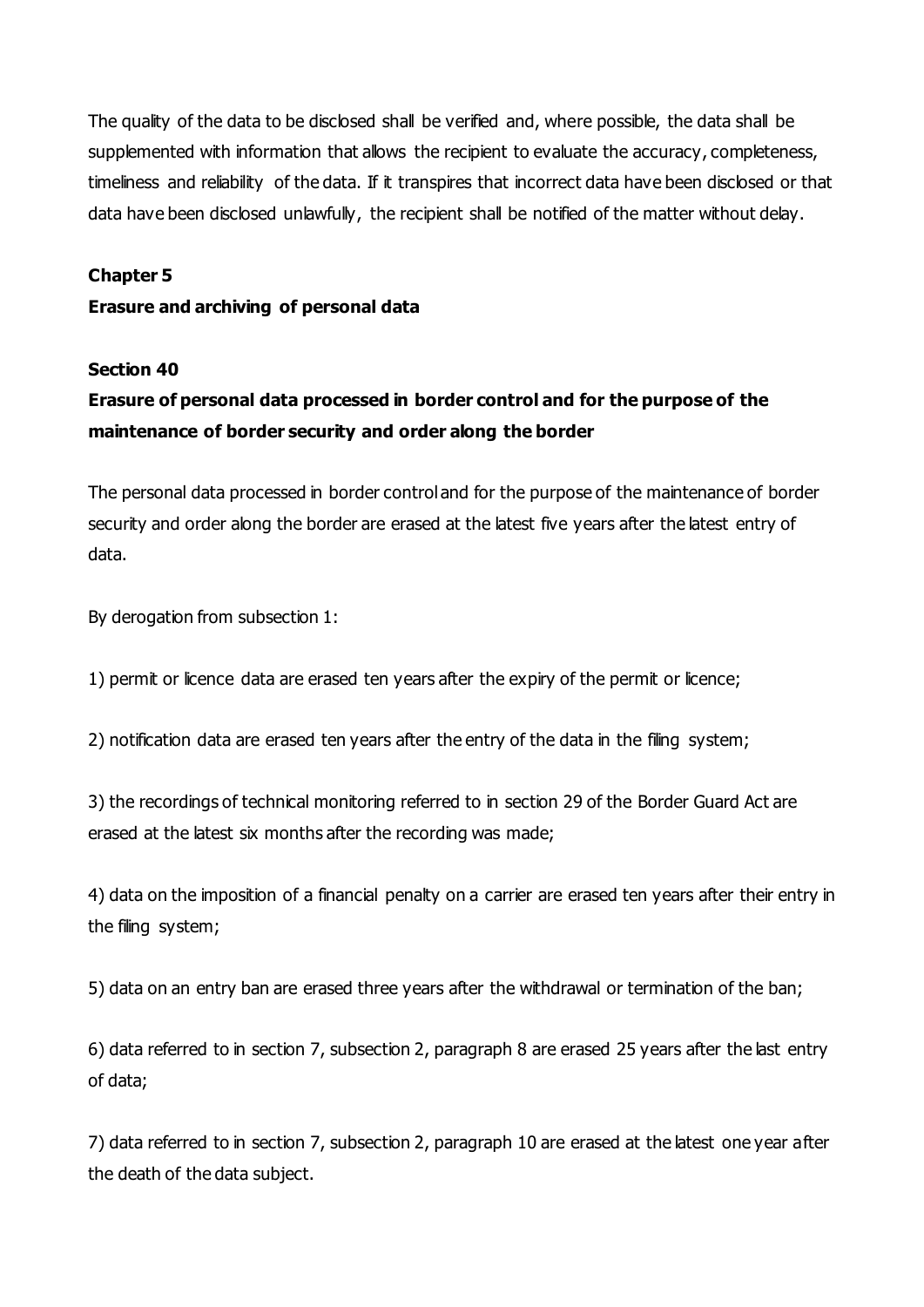The quality of the data to be disclosed shall be verified and, where possible, the data shall be supplemented with information that allows the recipient to evaluate the accuracy, completeness, timeliness and reliability of the data. If it transpires that incorrect data have been disclosed or that data have been disclosed unlawfully, the recipient shall be notified of the matter without delay.

## Chapter 5

## Erasure and archiving of personal data

### Section 40

### Erasure of personal data processed in border control and for the purpose of the maintenance of border security and order along the border

The personal data processed in border control and for the purpose of the maintenance of border security and order along the border are erased at the latest five years after the latest entry of data.

By derogation from subsection 1:

1) permit or licence data are erased ten years after the expiry of the permit or licence;

2) notification data are erased ten years after the entry of the data in the filing system;

3) the recordings of technical monitoring referred to in section 29 of the Border Guard Act are erased at the latest six months after the recording was made;

4) data on the imposition of a financial penalty on a carrier are erased ten years after their entry in the filing system;

5) data on an entry ban are erased three years after the withdrawal or termination of the ban;

6) data referred to in section 7, subsection 2, paragraph 8 are erased 25 years after the last entry of data;

7) data referred to in section 7, subsection 2, paragraph 10 are erased at the latest one year after the death of the data subject.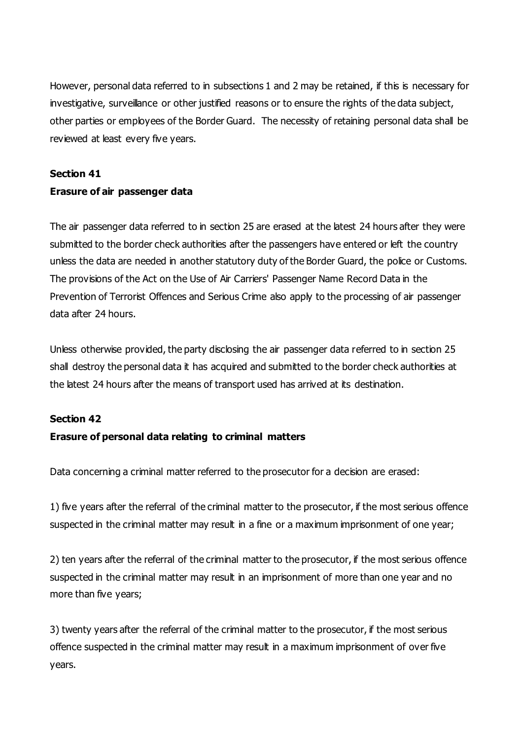However, personal data referred to in subsections 1 and 2 may be retained, if this is necessary for investigative, surveillance or other justified reasons or to ensure the rights of the data subject, other parties or employees of the Border Guard. The necessity of retaining personal data shall be reviewed at least every five years.

**Section 41**

**Erasure of air passenger data**

The air passenger data referred to in section 25 are erased at the latest 24 hours after they were submitted to the border check authorities after the passengers have entered or left the country unless the data are needed in another statutory duty of the Border Guard, the police or Customs. The provisions of the Act on the Use of Air Carriers' Passenger Name Record Data in the Prevention of Terrorist Offences and Serious Crime also apply to the processing of air passenger data after 24 hours.

Unless otherwise provided, the party disclosing the air passenger data referred to in section 25 shall destroy the personal data it has acquired and submitted to the border check authorities at the latest 24 hours after the means of transport used has arrived at its destination.

**Section 42**

**Erasure of personal data relating to criminal matters**

Data concerning a criminal matter referred to the prosecutor for a decision are erased:

1) five years after the referral of the criminal matter to the prosecutor, if the most serious offence suspected in the criminal matter may result in a fine or a maximum imprisonment of one year;

2) ten years after the referral of the criminal matter to the prosecutor, if the most serious offence suspected in the criminal matter may result in an imprisonment of more than one year and no more than five years;

3) twenty years after the referral of the criminal matter to the prosecutor, if the most serious offence suspected in the criminal matter may result in a maximum imprisonment of over five years.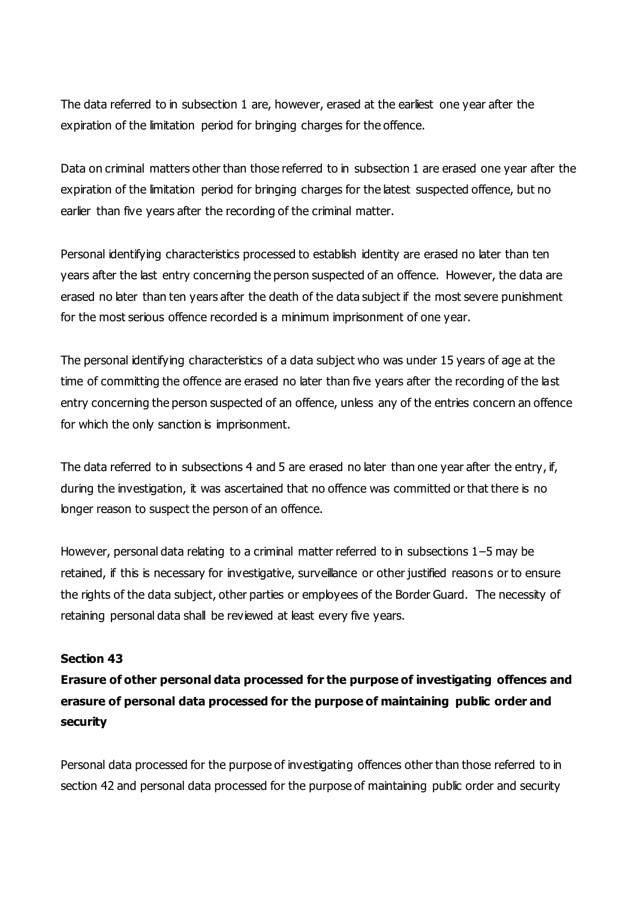The data referred to in subsection 1 are, however, erased at the earliest one year after the expiration of the limitation period for bringing charges for the offence.

Data on criminal matters other than those referred to in subsection 1 are erased one year after the expiration of the limitation period for bringing charges for the latest suspected offence, but no earlier than five years after the recording of the criminal matter.

Personal identifying characteristics processed to establish identity are erased no later than ten years after the last entry concerning the person suspected of an offence. However, the data are erased no later than ten years after the death of the data subject if the most severe punishment for the most serious offence recorded is a minimum imprisonment of one year.

The personal identifying characteristics of a data subject who was under 15 years of age at the time of committing the offence are erased no later than five years after the recording of the last entry concerning the person suspected of an offence, unless any of the entries concern an offence for which the only sanction is imprisonment.

The data referred to in subsections 4 and 5 are erased no later than one year after the entry, if, during the investigation, it was ascertained that no offence was committed or that there is no longer reason to suspect the person of an offence.

However, personal data relating to a criminal matter referred to in subsections 1–5 may be retained, if this is necessary for investigative, surveillance or other justified reasons or to ensure the rights of the data subject, other parties or employees of the Border Guard. The necessity of retaining personal data shall be reviewed at least every five years.

**Section 43**

**Erasure of other personal data processed for the purpose of investigating offences and erasure of personal data processed for the purpose of maintaining public order and security**

Personal data processed for the purpose of investigating offences other than those referred to in section 42 and personal data processed for the purpose of maintaining public order and security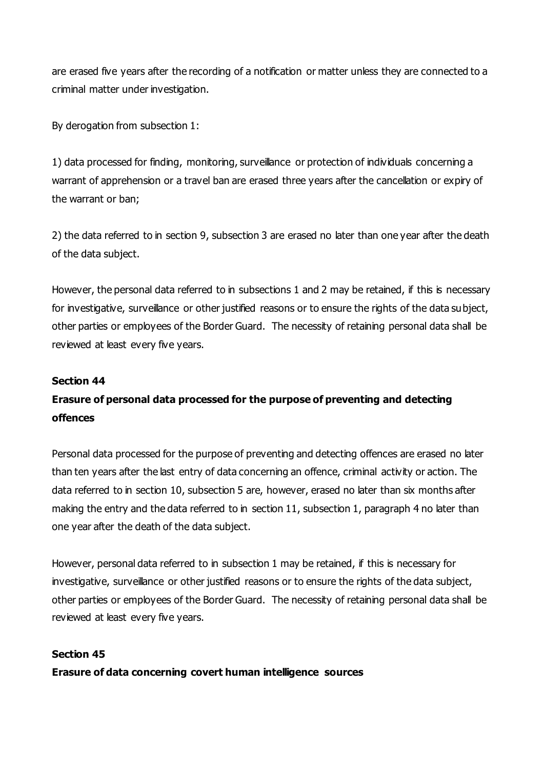are erased five years after the recording of a notification or matter unless they are connected to a criminal matter under investigation.

By derogation from subsection 1:

1) data processed for finding, monitoring, surveillance or protection of individuals concerning a warrant of apprehension or a travel ban are erased three years after the cancellation or expiry of the warrant or ban;

2) the data referred to in section 9, subsection 3 are erased no later than one year after the death of the data subject.

However, the personal data referred to in subsections 1 and 2 may be retained, if this is necessary for investigative, surveillance or other justified reasons or to ensure the rights of the data subject, other parties or employees of the Border Guard. The necessity of retaining personal data shall be reviewed at least every five years.

**Section 44**

**Erasure of personal data processed for the purpose of preventing and detecting offences**

Personal data processed for the purpose of preventing and detecting offences are erased no later than ten years after the last entry of data concerning an offence, criminal activity or action. The data referred to in section 10, subsection 5 are, however, erased no later than six months after making the entry and the data referred to in section 11, subsection 1, paragraph 4 no later than one year after the death of the data subject.

However, personal data referred to in subsection 1 may be retained, if this is necessary for investigative, surveillance or other justified reasons or to ensure the rights of the data subject, other parties or employees of the Border Guard. The necessity of retaining personal data shall be reviewed at least every five years.

**Section 45**

**Erasure of data concerning covert human intelligence sources**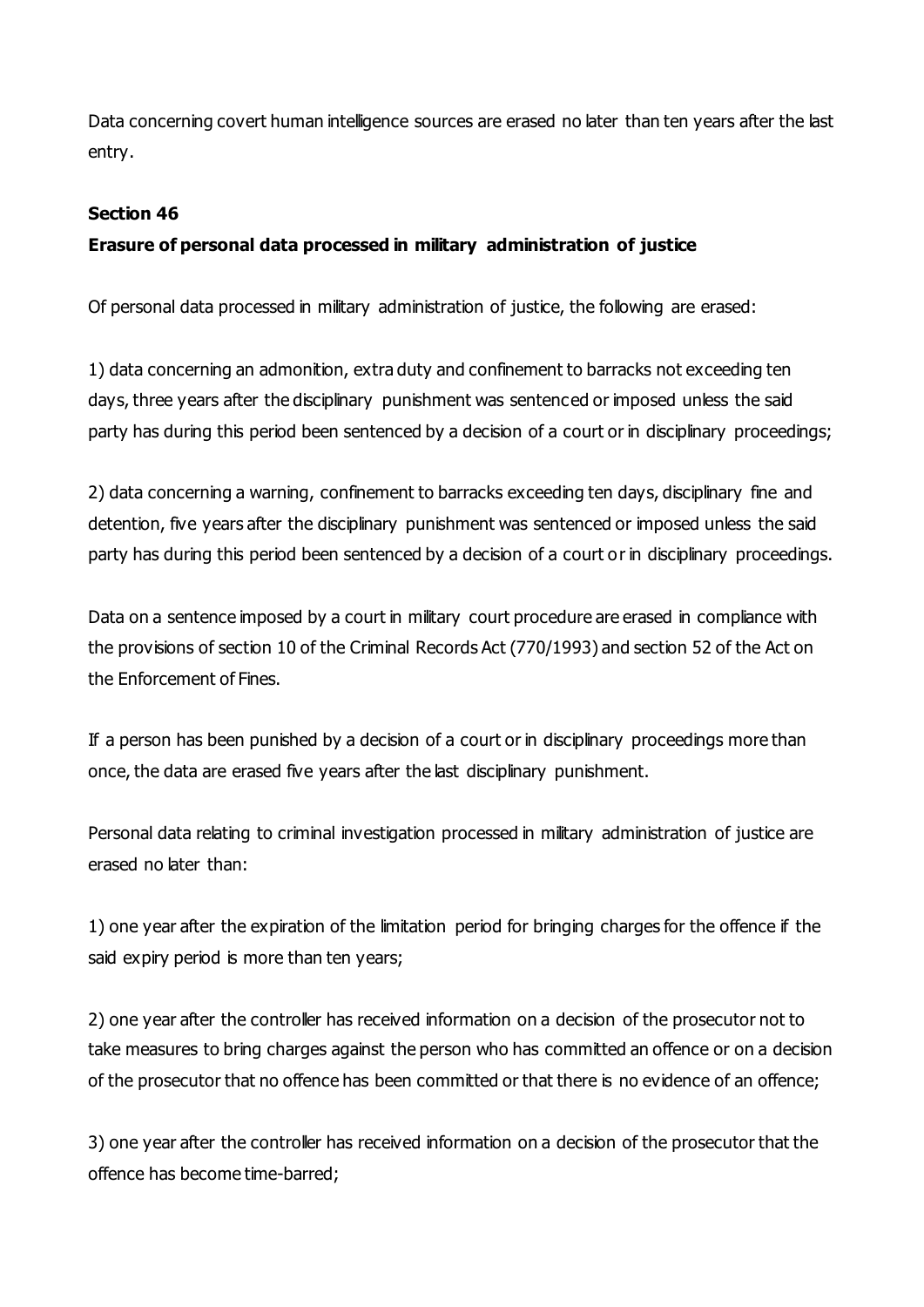Data concerning covert human intelligence sources are erased no later than ten years after the last entry.

**Section 46**

**Erasure of personal data processed in military administration of justice**

Of personal data processed in military administration of justice, the following are erased:

1) data concerning an admonition, extra duty and confinement to barracks not exceeding ten days, three years after the disciplinary punishment was sentenced or imposed unless the said party has during this period been sentenced by a decision of a court or in disciplinary proceedings;

2) data concerning a warning, confinement to barracks exceeding ten days, disciplinary fine and detention, five years after the disciplinary punishment was sentenced or imposed unless the said party has during this period been sentenced by a decision of a court or in disciplinary proceedings.

Data on a sentence imposed by a court in military court procedure are erased in compliance with the provisions of section 10 of the Criminal Records Act (770/1993) and section 52 of the Act on the Enforcement of Fines.

If a person has been punished by a decision of a court or in disciplinary proceedings more than once, the data are erased five years after the last disciplinary punishment.

Personal data relating to criminal investigation processed in military administration of justice are erased no later than:

1) one year after the expiration of the limitation period for bringing charges for the offence if the said expiry period is more than ten years;

2) one year after the controller has received information on a decision of the prosecutor not to take measures to bring charges against the person who has committed an offence or on a decision of the prosecutor that no offence has been committed or that there is no evidence of an offence;

3) one year after the controller has received information on a decision of the prosecutor that the offence has become time-barred;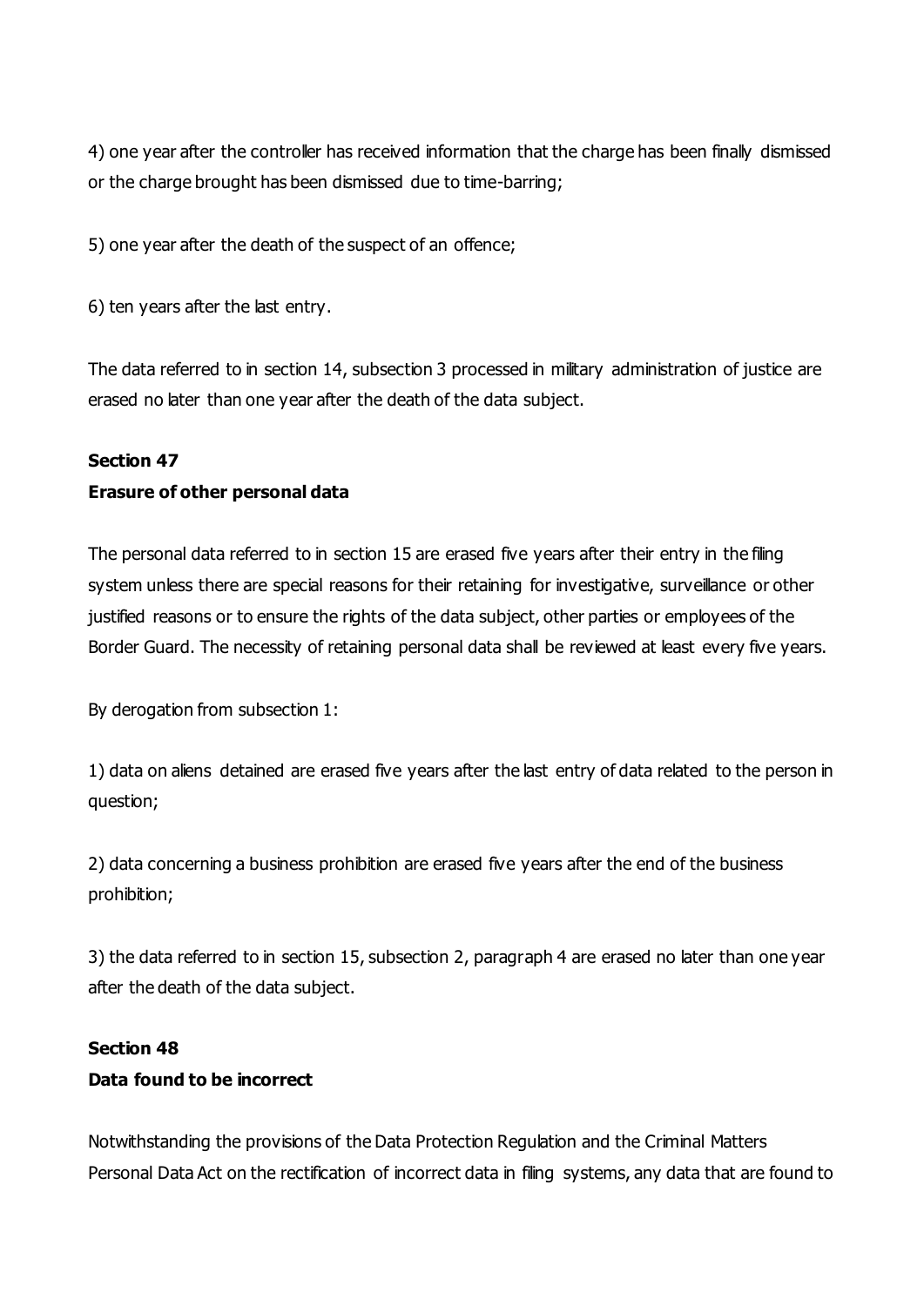4) one year after the controller has received information that the charge has been finally dismissed or the charge brought has been dismissed due to time-barring;

5) one year after the death of the suspect of an offence;

6) ten years after the last entry.

The data referred to in section 14, subsection 3 processed in military administration of justice are erased no later than one year after the death of the data subject.

**Section 47**
**Erasure of other personal data**

The personal data referred to in section 15 are erased five years after their entry in the filing system unless there are special reasons for their retaining for investigative, surveillance or other justified reasons or to ensure the rights of the data subject, other parties or employees of the Border Guard. The necessity of retaining personal data shall be reviewed at least every five years.

By derogation from subsection 1:

1) data on aliens detained are erased five years after the last entry of data related to the person in question;

2) data concerning a business prohibition are erased five years after the end of the business prohibition;

3) the data referred to in section 15, subsection 2, paragraph 4 are erased no later than one year after the death of the data subject.

**Section 48**
**Data found to be incorrect**

Notwithstanding the provisions of the Data Protection Regulation and the Criminal Matters Personal Data Act on the rectification of incorrect data in filing systems, any data that are found to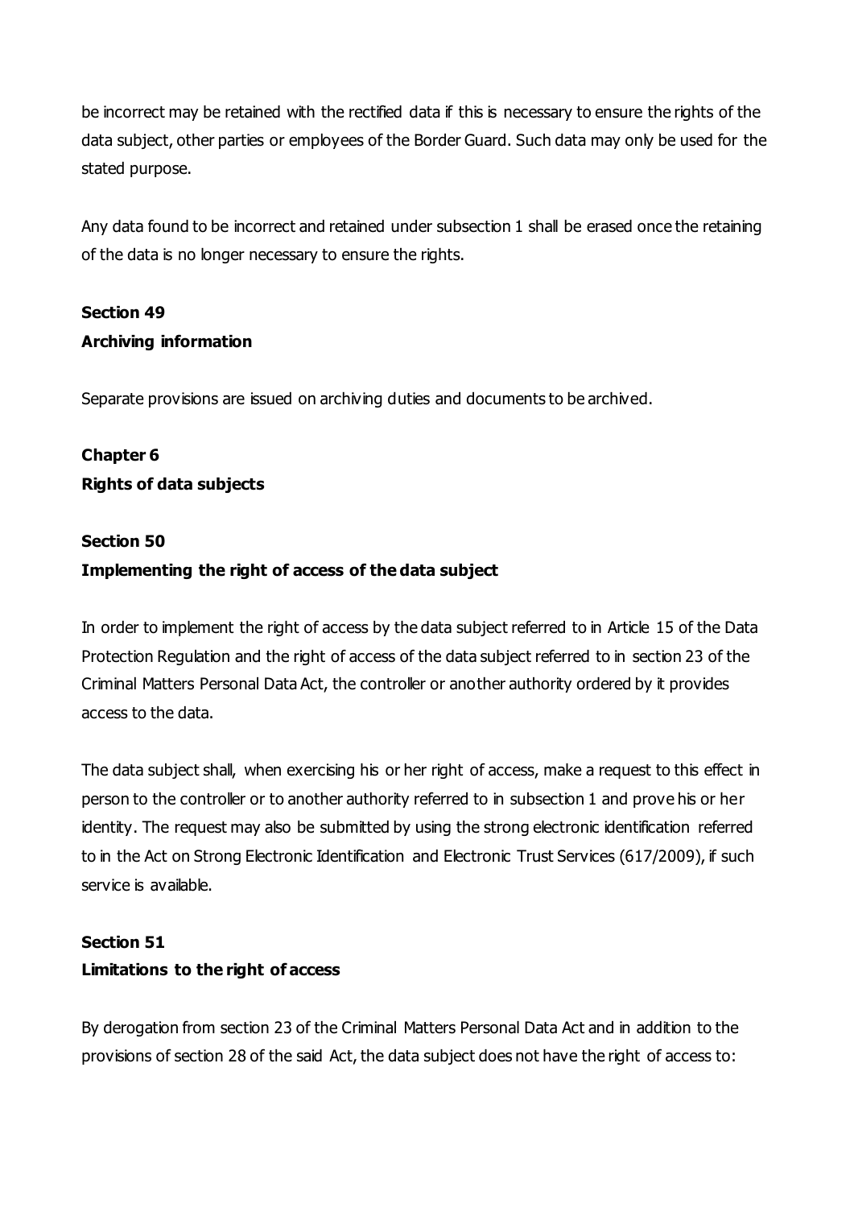be incorrect may be retained with the rectified data if this is necessary to ensure the rights of the data subject, other parties or employees of the Border Guard. Such data may only be used for the stated purpose.

Any data found to be incorrect and retained under subsection 1 shall be erased once the retaining of the data is no longer necessary to ensure the rights.

**Section 49**
**Archiving information**

Separate provisions are issued on archiving duties and documents to be archived.

**Chapter 6**
**Rights of data subjects**

**Section 50**
**Implementing the right of access of the data subject**

In order to implement the right of access by the data subject referred to in Article 15 of the Data Protection Regulation and the right of access of the data subject referred to in section 23 of the Criminal Matters Personal Data Act, the controller or another authority ordered by it provides access to the data.

The data subject shall, when exercising his or her right of access, make a request to this effect in person to the controller or to another authority referred to in subsection 1 and prove his or her identity. The request may also be submitted by using the strong electronic identification referred to in the Act on Strong Electronic Identification and Electronic Trust Services (617/2009), if such service is available.

**Section 51**
**Limitations to the right of access**

By derogation from section 23 of the Criminal Matters Personal Data Act and in addition to the provisions of section 28 of the said Act, the data subject does not have the right of access to: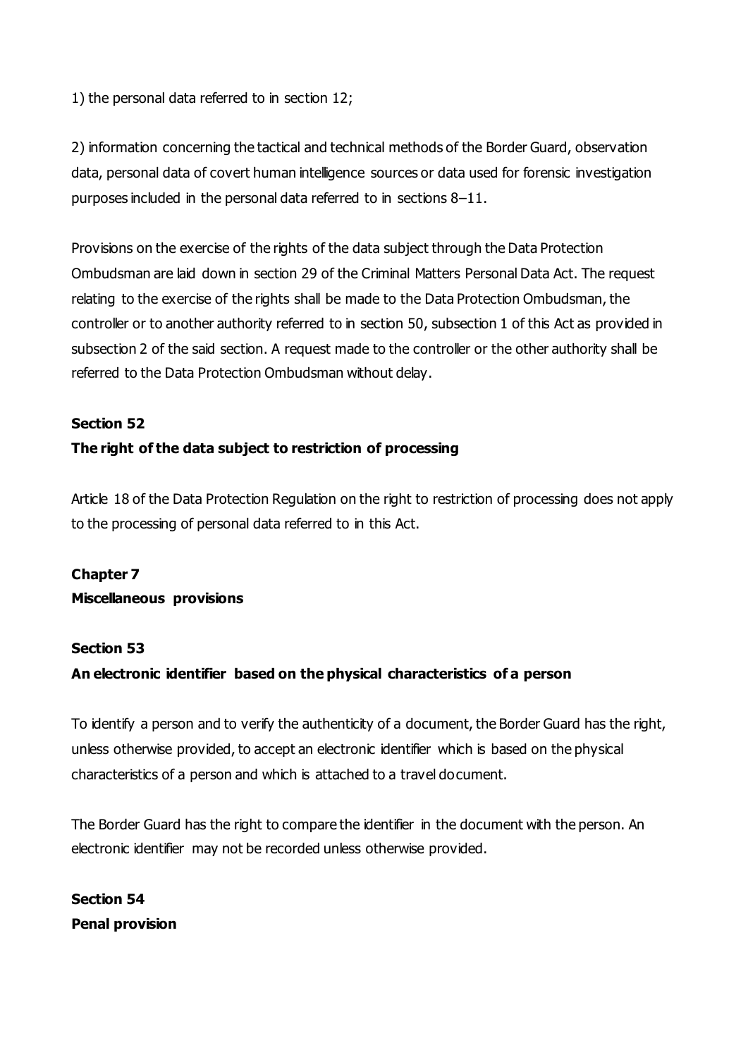1) the personal data referred to in section 12;

2) information concerning the tactical and technical methods of the Border Guard, observation data, personal data of covert human intelligence sources or data used for forensic investigation purposes included in the personal data referred to in sections 8–11.

Provisions on the exercise of the rights of the data subject through the Data Protection Ombudsman are laid down in section 29 of the Criminal Matters Personal Data Act. The request relating to the exercise of the rights shall be made to the Data Protection Ombudsman, the controller or to another authority referred to in section 50, subsection 1 of this Act as provided in subsection 2 of the said section. A request made to the controller or the other authority shall be referred to the Data Protection Ombudsman without delay.

**Section 52**
**The right of the data subject to restriction of processing**

Article 18 of the Data Protection Regulation on the right to restriction of processing does not apply to the processing of personal data referred to in this Act.

**Chapter 7**
**Miscellaneous provisions**

**Section 53**
**An electronic identifier based on the physical characteristics of a person**

To identify a person and to verify the authenticity of a document, the Border Guard has the right, unless otherwise provided, to accept an electronic identifier which is based on the physical characteristics of a person and which is attached to a travel document.

The Border Guard has the right to compare the identifier in the document with the person. An electronic identifier may not be recorded unless otherwise provided.

**Section 54**
**Penal provision**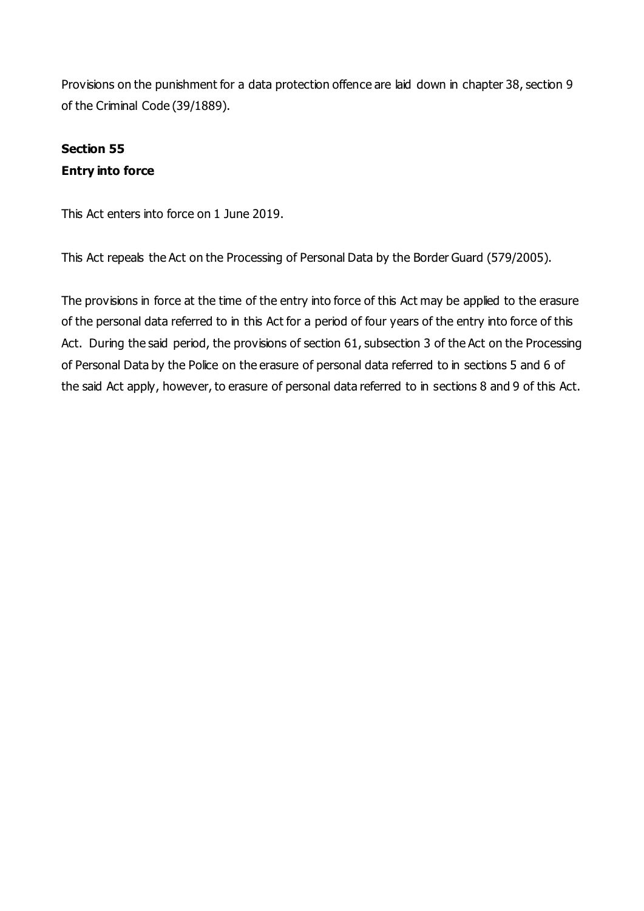Provisions on the punishment for a data protection offence are laid down in chapter 38, section 9 of the Criminal Code (39/1889).

**Section 55**
**Entry into force**

This Act enters into force on 1 June 2019.

This Act repeals the Act on the Processing of Personal Data by the Border Guard (579/2005).

The provisions in force at the time of the entry into force of this Act may be applied to the erasure of the personal data referred to in this Act for a period of four years of the entry into force of this Act. During the said period, the provisions of section 61, subsection 3 of the Act on the Processing of Personal Data by the Police on the erasure of personal data referred to in sections 5 and 6 of the said Act apply, however, to erasure of personal data referred to in sections 8 and 9 of this Act.